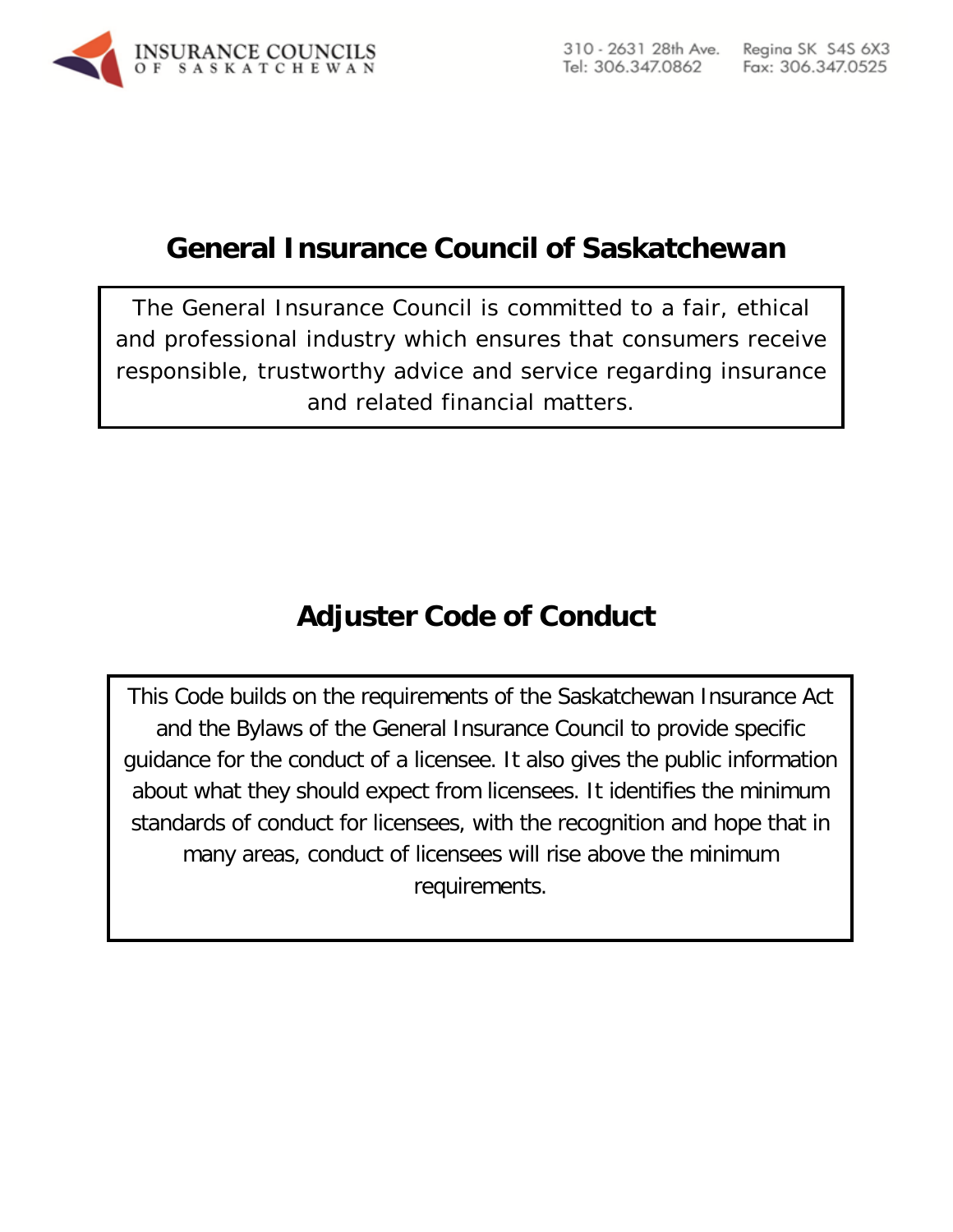INSURANCE COUNCILS OF SASKATCHEWAN

310 - 2631 28th Ave. Regina SK S4S 6X3
Tel: 306.347.0862 Fax: 306.347.0525

# General Insurance Council of Saskatchewan

The General Insurance Council is committed to a fair, ethical and professional industry which ensures that consumers receive responsible, trustworthy advice and service regarding insurance and related financial matters.

# Adjuster Code of Conduct

This Code builds on the requirements of the Saskatchewan Insurance Act and the Bylaws of the General Insurance Council to provide specific guidance for the conduct of a licensee. It also gives the public information about what they should expect from licensees. It identifies the minimum standards of conduct for licensees, with the recognition and hope that in many areas, conduct of licensees will rise above the minimum requirements.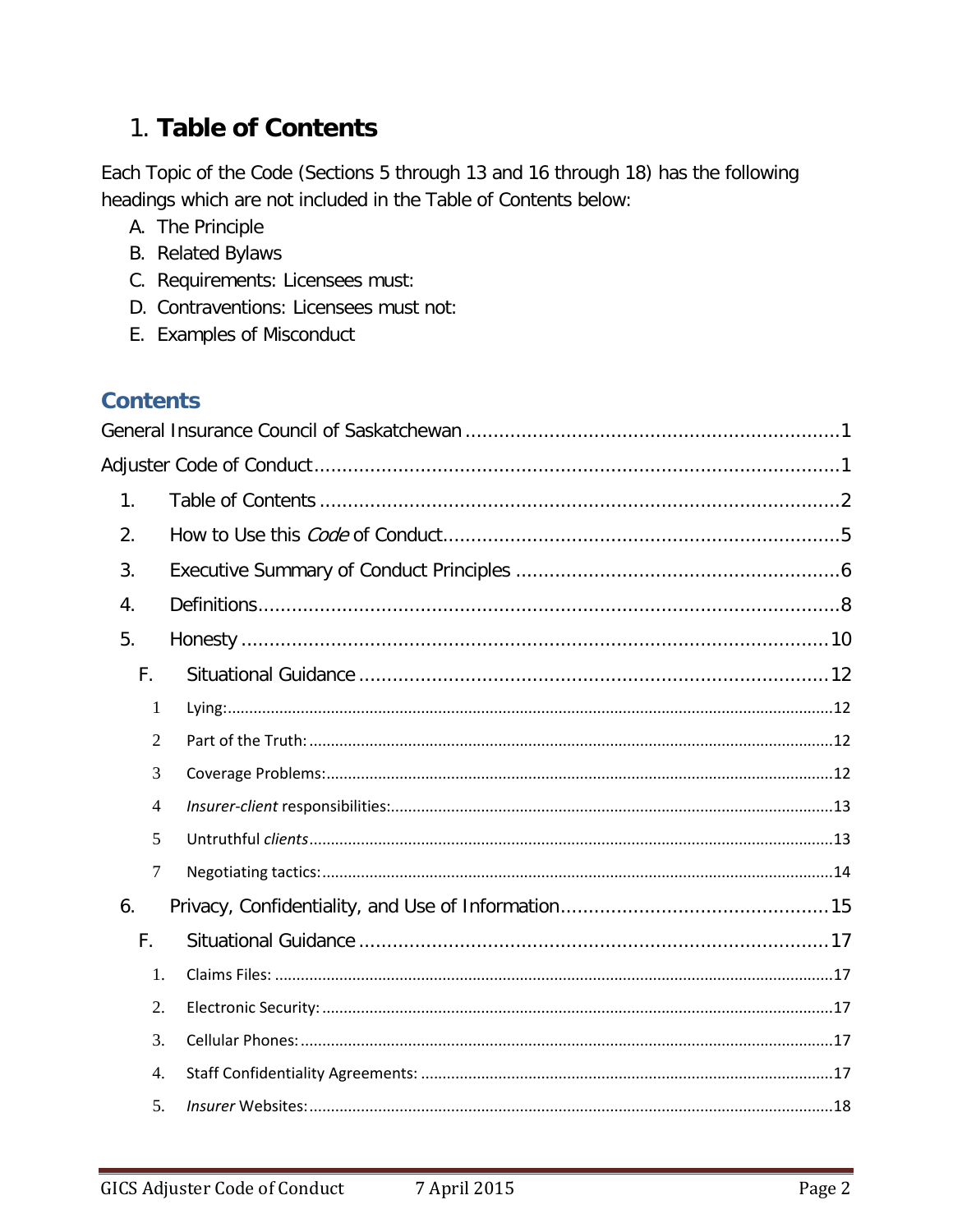# 1. **Table of Contents**

Each Topic of the Code (Sections 5 through 13 and 16 through 18) has the following headings which are not included in the Table of Contents below:

A. The Principle
B. Related Bylaws
C. Requirements: Licensees must:
D. Contraventions: Licensees must not:
E. Examples of Misconduct

## Contents

General Insurance Council of Saskatchewan ..... 1

Adjuster Code of Conduct ..... 1

- 1. Table of Contents ..... 2
- 2. How to Use this *Code* of Conduct ..... 5
- 3. Executive Summary of Conduct Principles ..... 6
- 4. Definitions ..... 8
- 5. Honesty ..... 10
  - F. Situational Guidance ..... 12
    - 1 Lying: ..... 12
    - 2 Part of the Truth: ..... 12
    - 3 Coverage Problems: ..... 12
    - 4 *Insurer-client* responsibilities: ..... 13
    - 5 Untruthful *clients* ..... 13
    - 7 Negotiating tactics: ..... 14
- 6. Privacy, Confidentiality, and Use of Information ..... 15
  - F. Situational Guidance ..... 17
    - 1. Claims Files: ..... 17
    - 2. Electronic Security: ..... 17
    - 3. Cellular Phones: ..... 17
    - 4. Staff Confidentiality Agreements: ..... 17
    - 5. *Insurer* Websites: ..... 18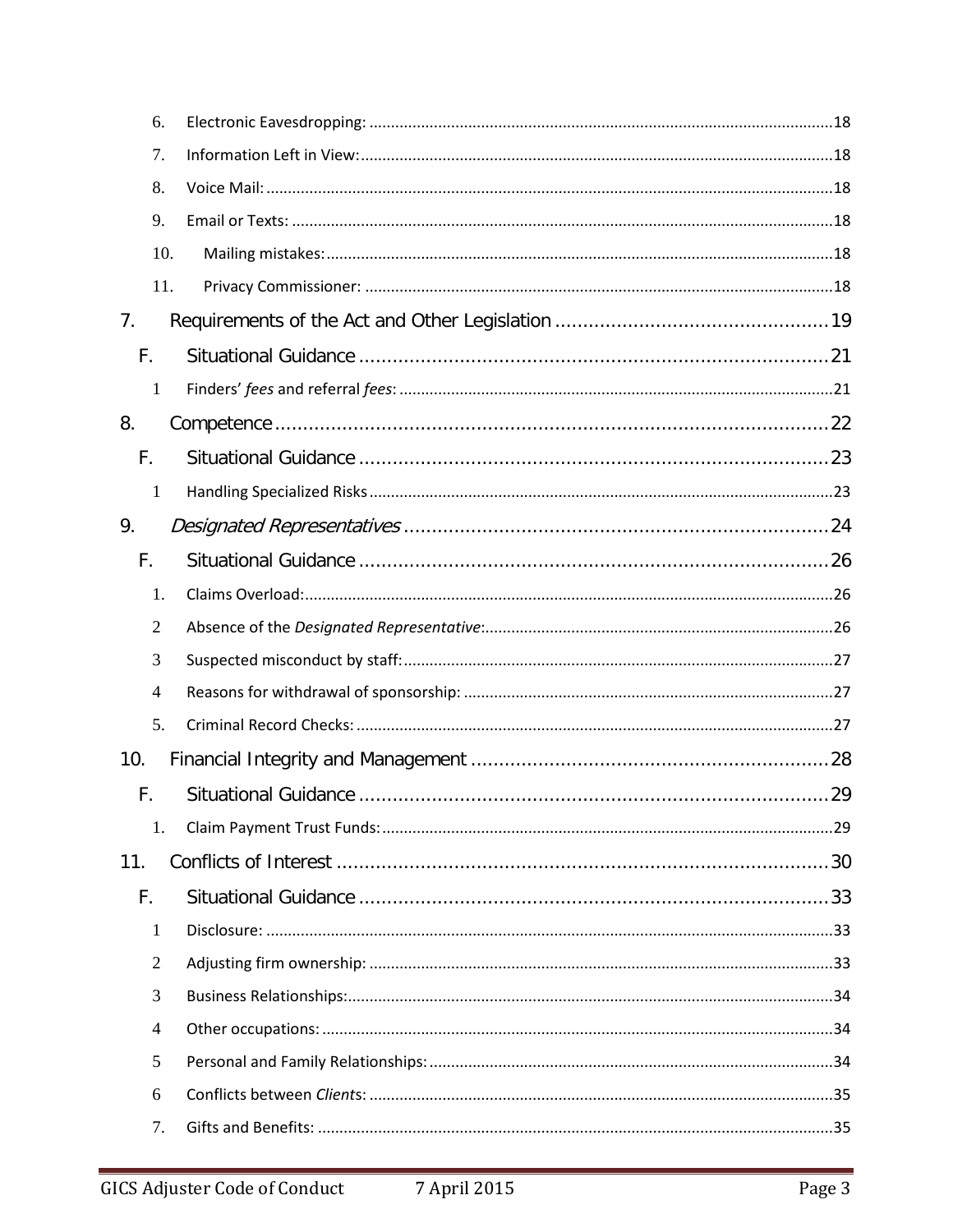6. Electronic Eavesdropping: ....................................................................................................18

7. Information Left in View:.......................................................................................................18

8. Voice Mail: ...............................................................................................................................18

9. Email or Texts: .........................................................................................................................18

10. Mailing mistakes:.................................................................................................................18

11. Privacy Commissioner: .......................................................................................................18

7. Requirements of the Act and Other Legislation .................................................19

F. Situational Guidance ....................................................................................21

1 Finders' *fees* and referral *fees*: ..................................................................................21

8. Competence....................................................................................................22

F. Situational Guidance ....................................................................................23

1 Handling Specialized Risks .........................................................................................23

9. *Designated Representatives* ..............................................................................24

F. Situational Guidance ....................................................................................26

1. Claims Overload:...........................................................................................................26

2 Absence of the *Designated Representative*:...............................................................26

3 Suspected misconduct by staff:....................................................................................27

4 Reasons for withdrawal of sponsorship: ......................................................................27

5. Criminal Record Checks: ..............................................................................................27

10. Financial Integrity and Management ..............................................................28

F. Situational Guidance ....................................................................................29

1. Claim Payment Trust Funds:........................................................................................29

11. Conflicts of Interest ......................................................................................30

F. Situational Guidance ....................................................................................33

1 Disclosure: ...................................................................................................................33

2 Adjusting firm ownership: ............................................................................................33

3 Business Relationships:................................................................................................34

4 Other occupations: .......................................................................................................34

5 Personal and Family Relationships: .............................................................................34

6 Conflicts between *Clients*: ...........................................................................................35

7. Gifts and Benefits: ........................................................................................................35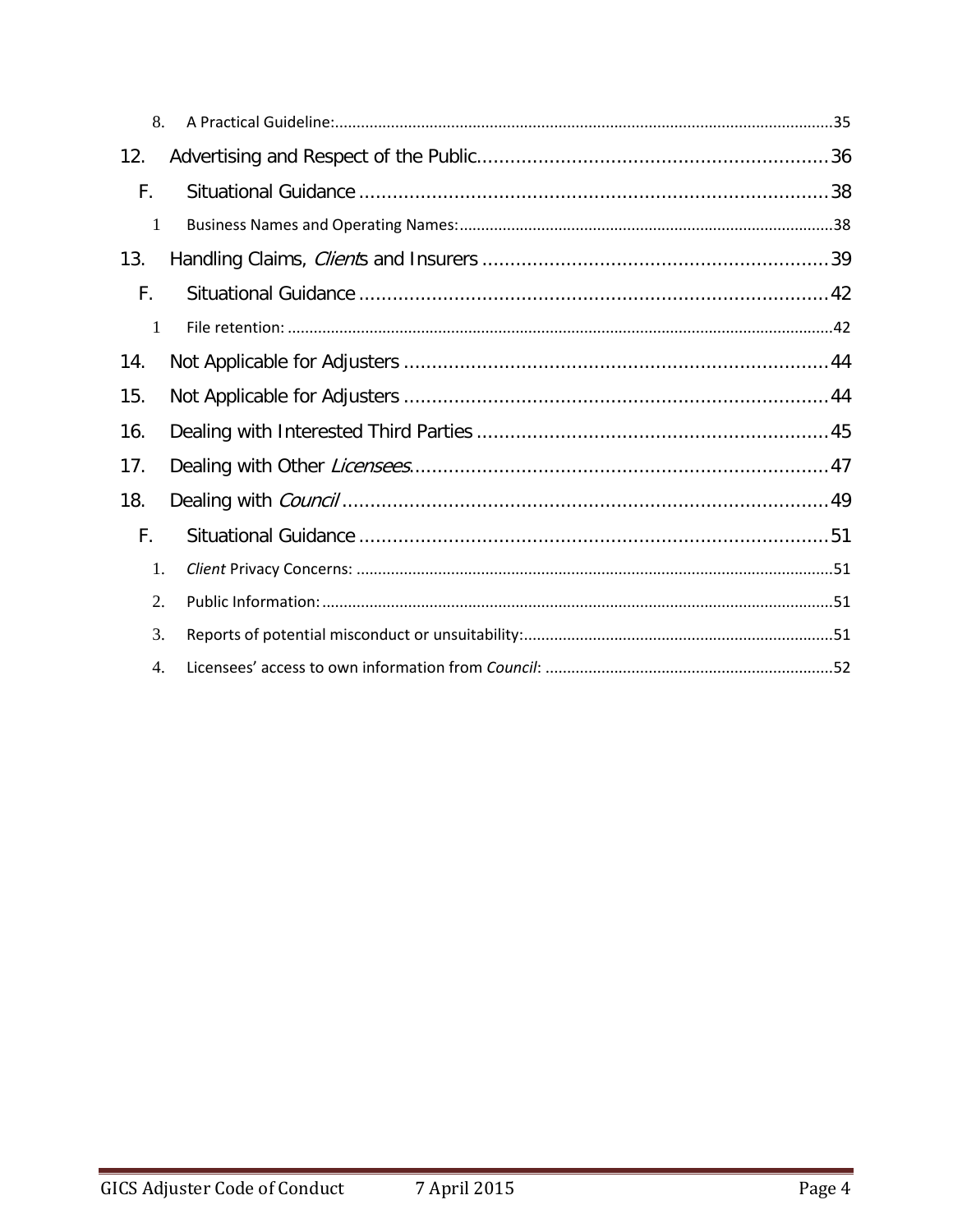8. A Practical Guideline: ............................................................ 35

12. Advertising and Respect of the Public ............................................................ 36

F. Situational Guidance ............................................................ 38

1 Business Names and Operating Names: ............................................................ 38

13. Handling Claims, *Client*s and Insurers ............................................................ 39

F. Situational Guidance ............................................................ 42

1 File retention: ............................................................ 42

14. Not Applicable for Adjusters ............................................................ 44

15. Not Applicable for Adjusters ............................................................ 44

16. Dealing with Interested Third Parties ............................................................ 45

17. Dealing with Other *Licensees* ............................................................ 47

18. Dealing with *Council* ............................................................ 49

F. Situational Guidance ............................................................ 51

1. *Client* Privacy Concerns: ............................................................ 51

2. Public Information: ............................................................ 51

3. Reports of potential misconduct or unsuitability: ............................................................ 51

4. Licensees' access to own information from *Council*: ............................................................ 52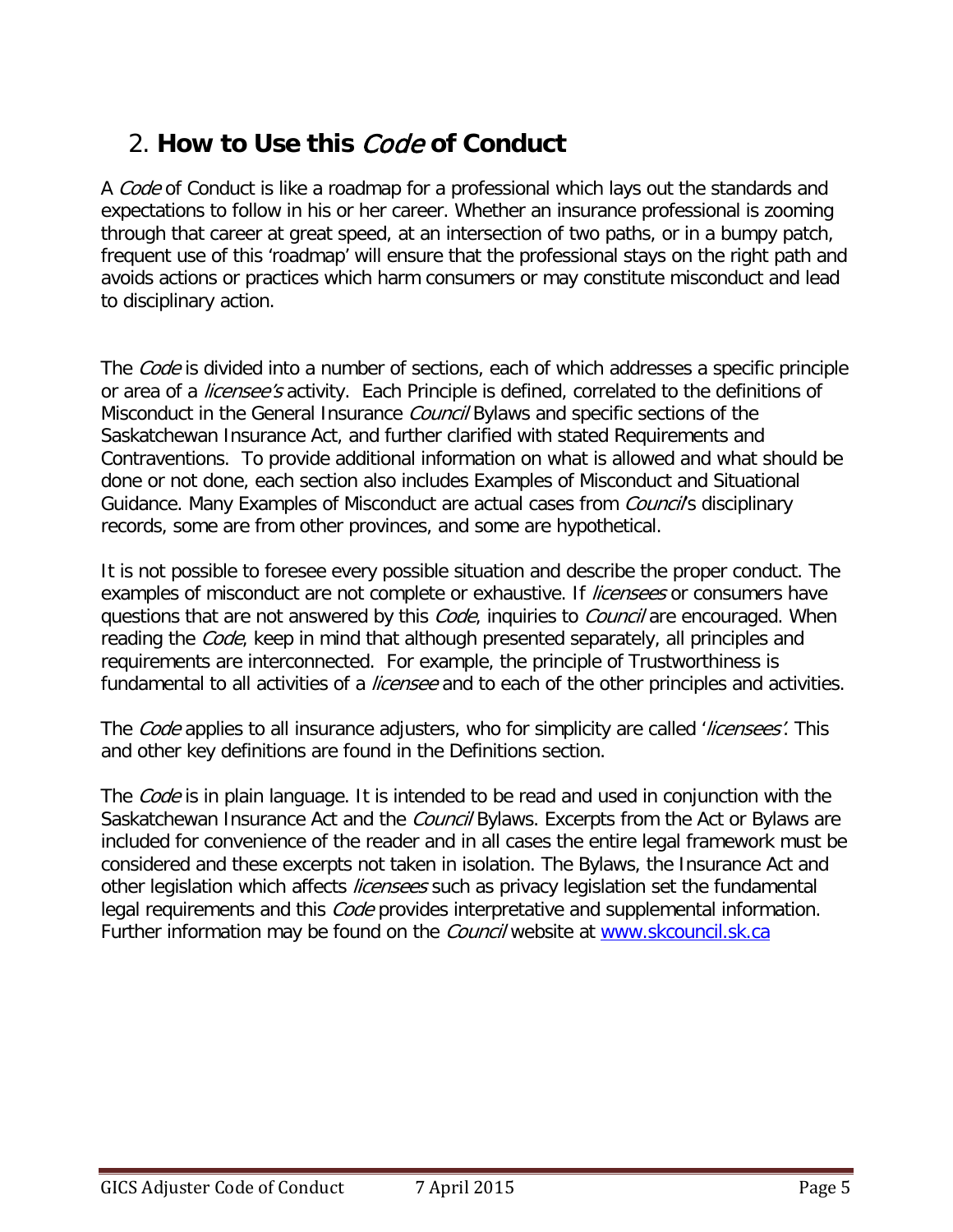## 2. **How to Use this *Code* of Conduct**

A *Code* of Conduct is like a roadmap for a professional which lays out the standards and expectations to follow in his or her career. Whether an insurance professional is zooming through that career at great speed, at an intersection of two paths, or in a bumpy patch, frequent use of this 'roadmap' will ensure that the professional stays on the right path and avoids actions or practices which harm consumers or may constitute misconduct and lead to disciplinary action.

The *Code* is divided into a number of sections, each of which addresses a specific principle or area of a *licensee's* activity. Each Principle is defined, correlated to the definitions of Misconduct in the General Insurance *Council* Bylaws and specific sections of the Saskatchewan Insurance Act, and further clarified with stated Requirements and Contraventions. To provide additional information on what is allowed and what should be done or not done, each section also includes Examples of Misconduct and Situational Guidance. Many Examples of Misconduct are actual cases from *Council*'s disciplinary records, some are from other provinces, and some are hypothetical.

It is not possible to foresee every possible situation and describe the proper conduct. The examples of misconduct are not complete or exhaustive. If *licensees* or consumers have questions that are not answered by this *Code*, inquiries to *Council* are encouraged. When reading the *Code*, keep in mind that although presented separately, all principles and requirements are interconnected. For example, the principle of Trustworthiness is fundamental to all activities of a *licensee* and to each of the other principles and activities.

The *Code* applies to all insurance adjusters, who for simplicity are called '*licensees*'. This and other key definitions are found in the Definitions section.

The *Code* is in plain language. It is intended to be read and used in conjunction with the Saskatchewan Insurance Act and the *Council* Bylaws. Excerpts from the Act or Bylaws are included for convenience of the reader and in all cases the entire legal framework must be considered and these excerpts not taken in isolation. The Bylaws, the Insurance Act and other legislation which affects *licensees* such as privacy legislation set the fundamental legal requirements and this *Code* provides interpretative and supplemental information. Further information may be found on the *Council* website at [www.skcouncil.sk.ca](http://www.skcouncil.sk.ca)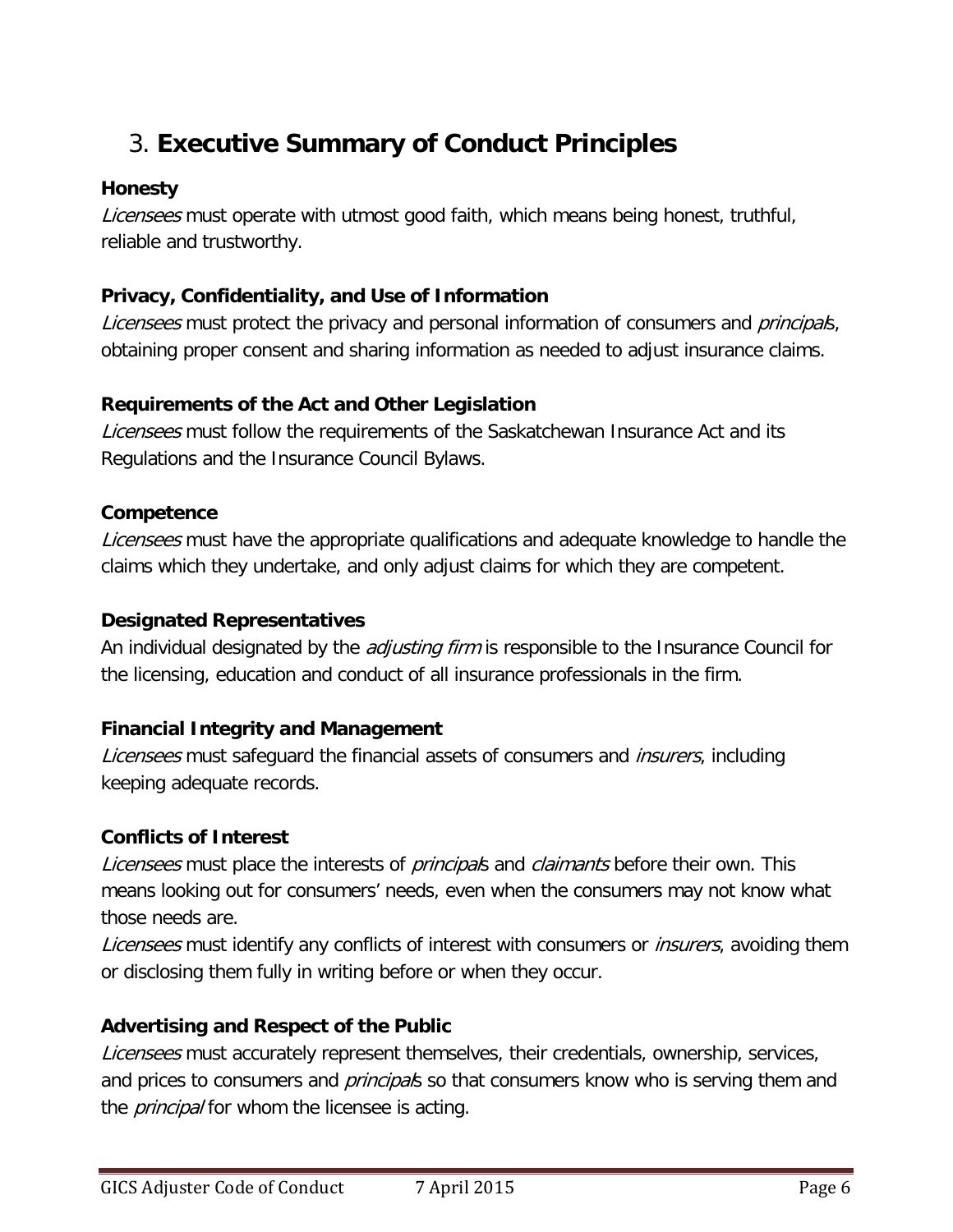# 3. **Executive Summary of Conduct Principles**

**Honesty**

*Licensees* must operate with utmost good faith, which means being honest, truthful, reliable and trustworthy.

**Privacy, Confidentiality, and Use of Information**

*Licensees* must protect the privacy and personal information of consumers and *principals*, obtaining proper consent and sharing information as needed to adjust insurance claims.

**Requirements of the Act and Other Legislation**

*Licensees* must follow the requirements of the Saskatchewan Insurance Act and its Regulations and the Insurance Council Bylaws.

**Competence**

*Licensees* must have the appropriate qualifications and adequate knowledge to handle the claims which they undertake, and only adjust claims for which they are competent.

**Designated Representatives**

An individual designated by the *adjusting firm* is responsible to the Insurance Council for the licensing, education and conduct of all insurance professionals in the firm.

**Financial Integrity and Management**

*Licensees* must safeguard the financial assets of consumers and *insurers*, including keeping adequate records.

**Conflicts of Interest**

*Licensees* must place the interests of *principals* and *claimants* before their own. This means looking out for consumers' needs, even when the consumers may not know what those needs are.

*Licensees* must identify any conflicts of interest with consumers or *insurers*, avoiding them or disclosing them fully in writing before or when they occur.

**Advertising and Respect of the Public**

*Licensees* must accurately represent themselves, their credentials, ownership, services, and prices to consumers and *principals* so that consumers know who is serving them and the *principal* for whom the licensee is acting.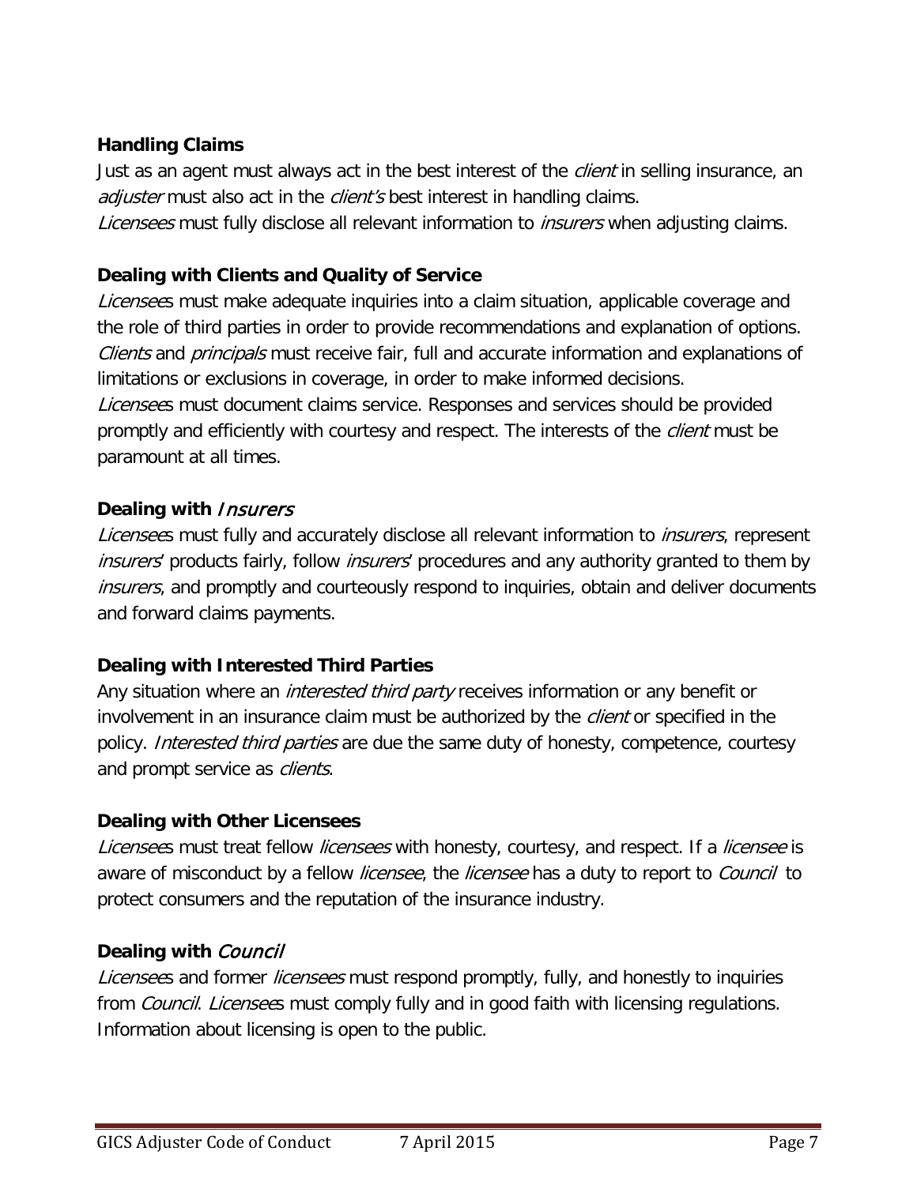**Handling Claims**

Just as an agent must always act in the best interest of the *client* in selling insurance, an *adjuster* must also act in the *client's* best interest in handling claims.

*Licensees* must fully disclose all relevant information to *insurers* when adjusting claims.

**Dealing with Clients and Quality of Service**

*Licensee*s must make adequate inquiries into a claim situation, applicable coverage and the role of third parties in order to provide recommendations and explanation of options. *Clients* and *principals* must receive fair, full and accurate information and explanations of limitations or exclusions in coverage, in order to make informed decisions.

*Licensee*s must document claims service. Responses and services should be provided promptly and efficiently with courtesy and respect. The interests of the *client* must be paramount at all times.

**Dealing with *Insurers***

*Licensee*s must fully and accurately disclose all relevant information to *insurers*, represent *insurers*' products fairly, follow *insurers*' procedures and any authority granted to them by *insurers*, and promptly and courteously respond to inquiries, obtain and deliver documents and forward claims payments.

**Dealing with Interested Third Parties**

Any situation where an *interested third party* receives information or any benefit or involvement in an insurance claim must be authorized by the *client* or specified in the policy. *Interested third parties* are due the same duty of honesty, competence, courtesy and prompt service as *clients*.

**Dealing with Other Licensees**

*Licensee*s must treat fellow *licensees* with honesty, courtesy, and respect. If a *licensee* is aware of misconduct by a fellow *licensee*, the *licensee* has a duty to report to *Council* to protect consumers and the reputation of the insurance industry.

**Dealing with *Council***

*Licensee*s and former *licensees* must respond promptly, fully, and honestly to inquiries from *Council*. *Licensee*s must comply fully and in good faith with licensing regulations. Information about licensing is open to the public.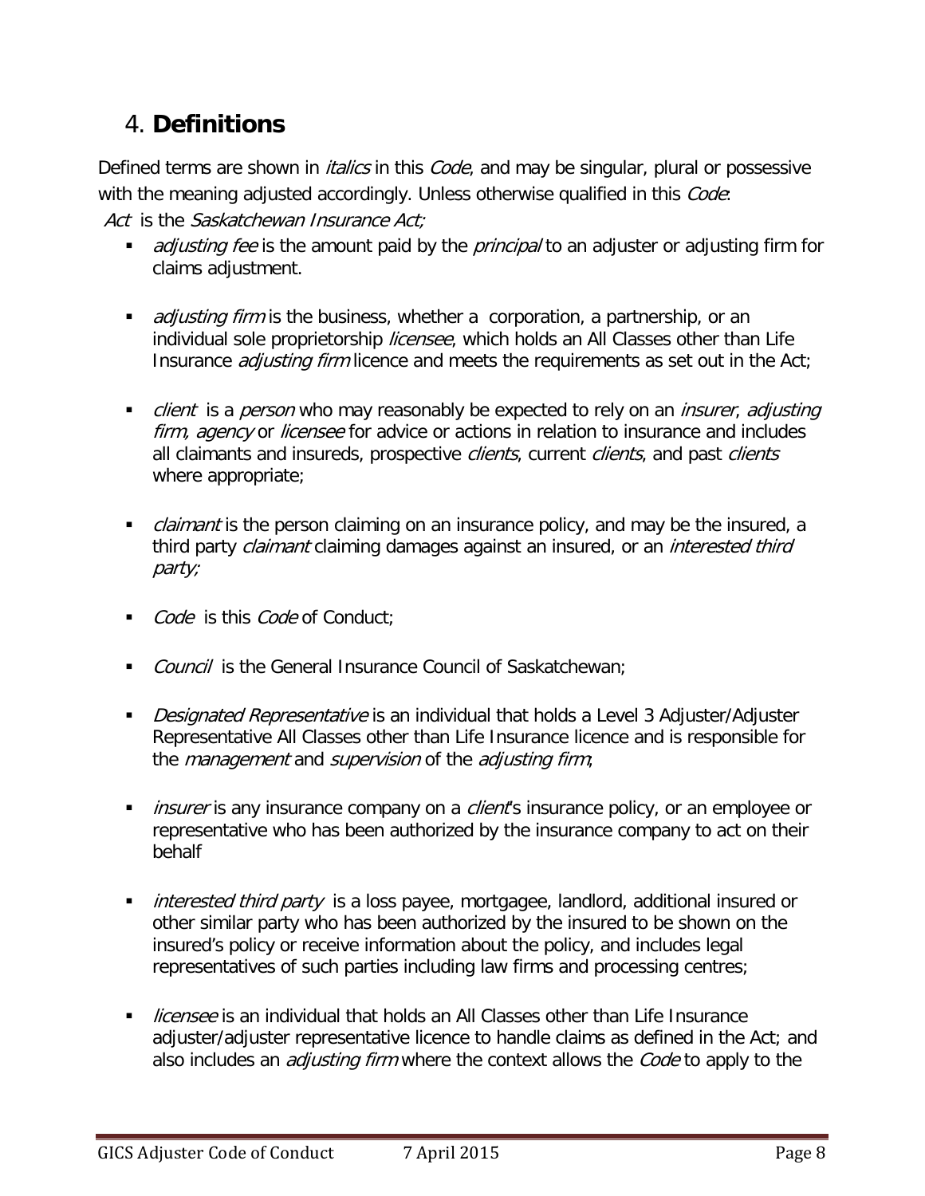## 4. **Definitions**

Defined terms are shown in *italics* in this *Code*, and may be singular, plural or possessive with the meaning adjusted accordingly. Unless otherwise qualified in this *Code*:

*Act* is the *Saskatchewan Insurance Act;*

- *adjusting fee* is the amount paid by the *principal* to an adjuster or adjusting firm for claims adjustment.

- *adjusting firm* is the business, whether a corporation, a partnership, or an individual sole proprietorship *licensee*, which holds an All Classes other than Life Insurance *adjusting firm* licence and meets the requirements as set out in the Act;

- *client* is a *person* who may reasonably be expected to rely on an *insurer*, *adjusting firm, agency* or *licensee* for advice or actions in relation to insurance and includes all claimants and insureds, prospective *clients*, current *clients*, and past *clients* where appropriate;

- *claimant* is the person claiming on an insurance policy, and may be the insured, a third party *claimant* claiming damages against an insured, or an *interested third party;*

- *Code* is this *Code* of Conduct;

- *Council* is the General Insurance Council of Saskatchewan;

- *Designated Representative* is an individual that holds a Level 3 Adjuster/Adjuster Representative All Classes other than Life Insurance licence and is responsible for the *management* and *supervision* of the *adjusting firm*;

- *insurer* is any insurance company on a *client*'s insurance policy, or an employee or representative who has been authorized by the insurance company to act on their behalf

- *interested third party* is a loss payee, mortgagee, landlord, additional insured or other similar party who has been authorized by the insured to be shown on the insured's policy or receive information about the policy, and includes legal representatives of such parties including law firms and processing centres;

- *licensee* is an individual that holds an All Classes other than Life Insurance adjuster/adjuster representative licence to handle claims as defined in the Act; and also includes an *adjusting firm* where the context allows the *Code* to apply to the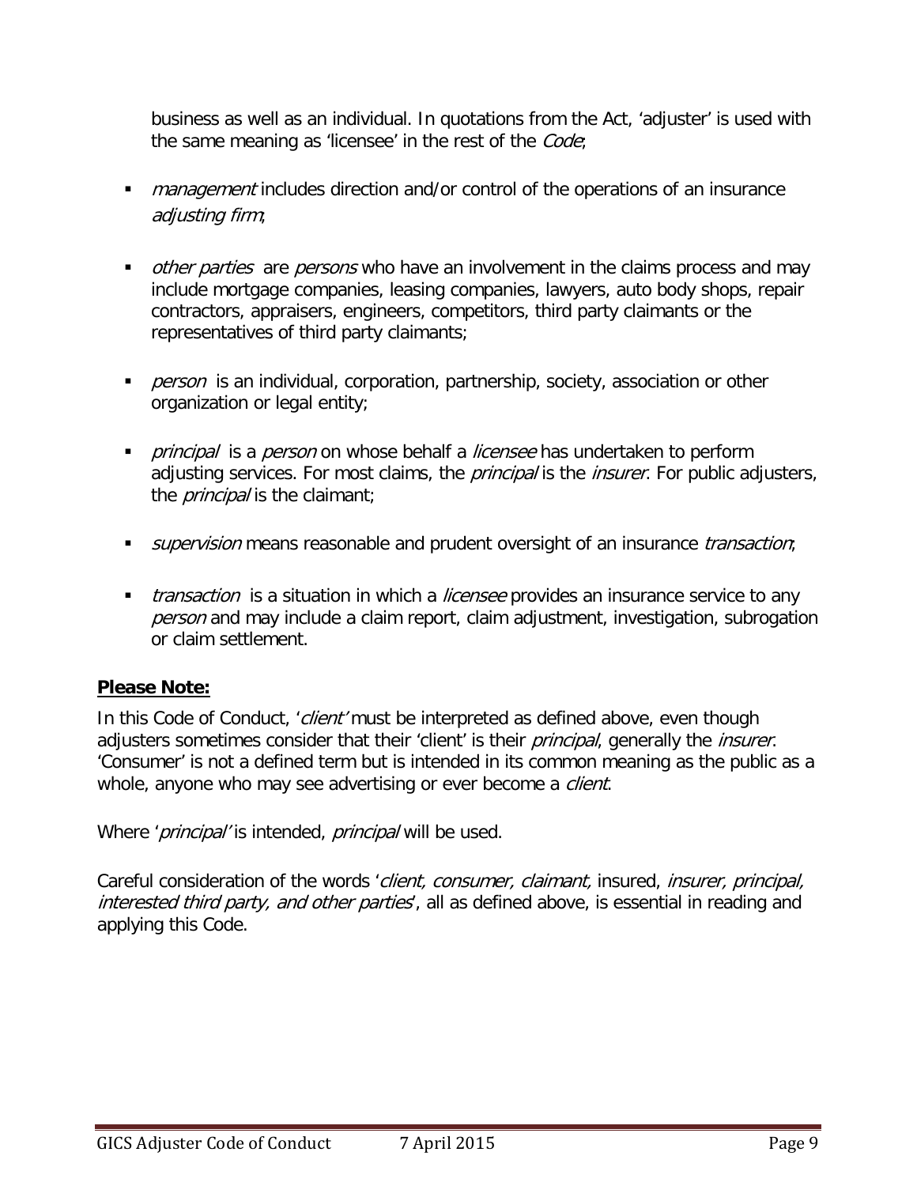business as well as an individual. In quotations from the Act, 'adjuster' is used with the same meaning as 'licensee' in the rest of the *Code*;

- *management* includes direction and/or control of the operations of an insurance *adjusting firm*;

- *other parties* are *persons* who have an involvement in the claims process and may include mortgage companies, leasing companies, lawyers, auto body shops, repair contractors, appraisers, engineers, competitors, third party claimants or the representatives of third party claimants;

- *person* is an individual, corporation, partnership, society, association or other organization or legal entity;

- *principal* is a *person* on whose behalf a *licensee* has undertaken to perform adjusting services. For most claims, the *principal* is the *insurer*. For public adjusters, the *principal* is the claimant;

- *supervision* means reasonable and prudent oversight of an insurance *transaction*;

- *transaction* is a situation in which a *licensee* provides an insurance service to any *person* and may include a claim report, claim adjustment, investigation, subrogation or claim settlement.

**Please Note:**

In this Code of Conduct, '*client'* must be interpreted as defined above, even though adjusters sometimes consider that their 'client' is their *principal*, generally the *insurer*. 'Consumer' is not a defined term but is intended in its common meaning as the public as a whole, anyone who may see advertising or ever become a *client*.

Where '*principal'* is intended, *principal* will be used.

Careful consideration of the words '*client, consumer, claimant,* insured, *insurer, principal, interested third party, and other parties*', all as defined above, is essential in reading and applying this Code.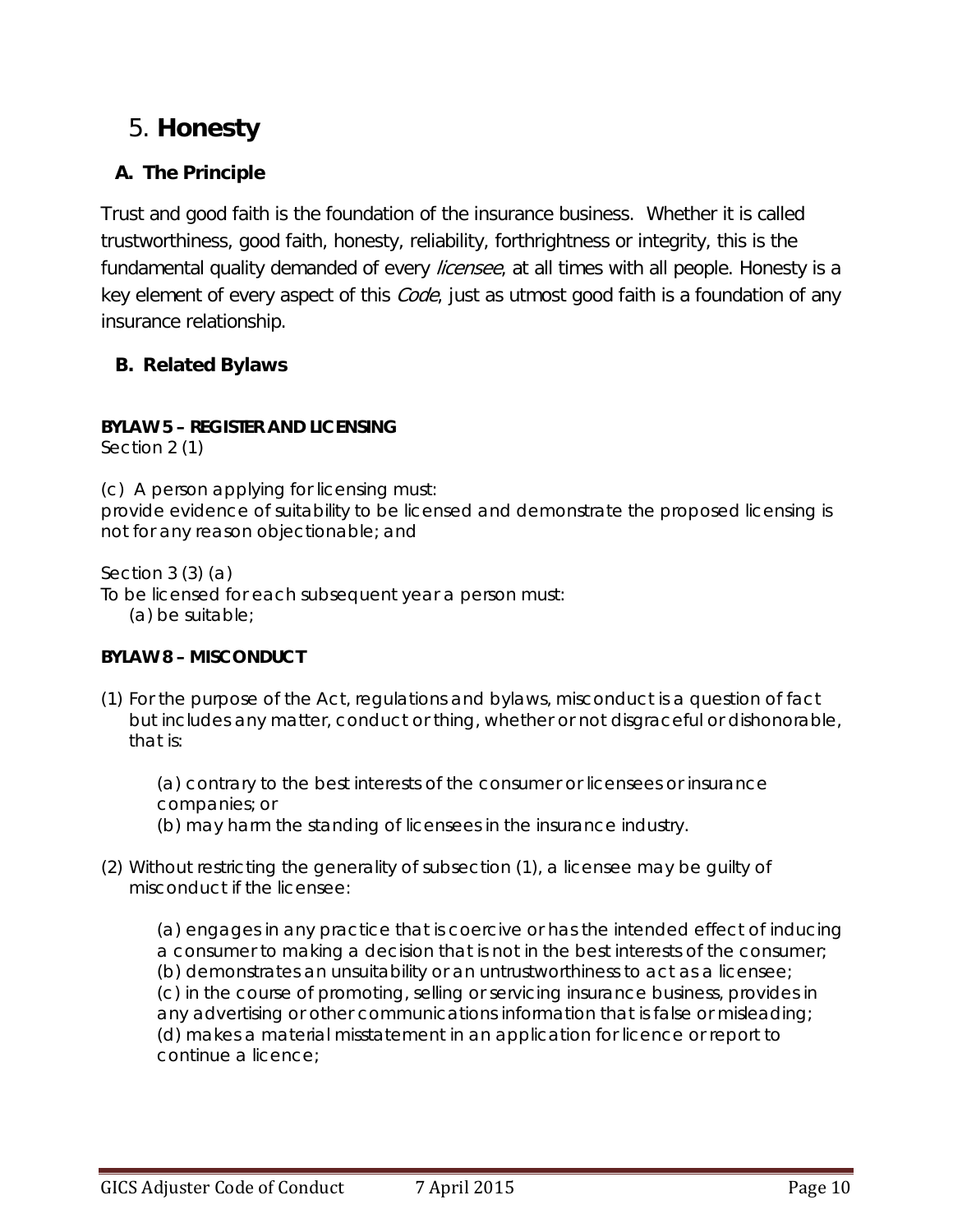# 5. **Honesty**

## A. The Principle

Trust and good faith is the foundation of the insurance business. Whether it is called trustworthiness, good faith, honesty, reliability, forthrightness or integrity, this is the fundamental quality demanded of every *licensee*, at all times with all people. Honesty is a key element of every aspect of this *Code*, just as utmost good faith is a foundation of any insurance relationship.

## B. Related Bylaws

**BYLAW 5 – REGISTER AND LICENSING**
Section 2 (1)

(c) A person applying for licensing must:
provide evidence of suitability to be licensed and demonstrate the proposed licensing is not for any reason objectionable; and

Section 3 (3) (a)
To be licensed for each subsequent year a person must:
(a) be suitable;

**BYLAW 8 – MISCONDUCT**

(1) For the purpose of the Act, regulations and bylaws, misconduct is a question of fact but includes any matter, conduct or thing, whether or not disgraceful or dishonorable, that is:

(a) contrary to the best interests of the consumer or licensees or insurance companies; or
(b) may harm the standing of licensees in the insurance industry.

(2) Without restricting the generality of subsection (1), a licensee may be guilty of misconduct if the licensee:

(a) engages in any practice that is coercive or has the intended effect of inducing a consumer to making a decision that is not in the best interests of the consumer;
(b) demonstrates an unsuitability or an untrustworthiness to act as a licensee;
(c) in the course of promoting, selling or servicing insurance business, provides in any advertising or other communications information that is false or misleading;
(d) makes a material misstatement in an application for licence or report to continue a licence;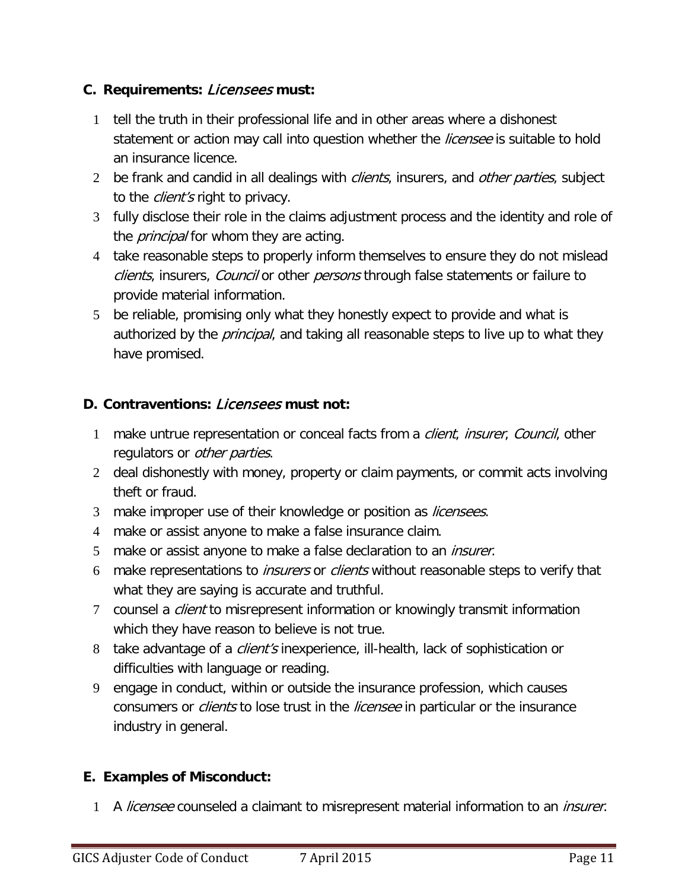### C. Requirements: *Licensees* must:

1. tell the truth in their professional life and in other areas where a dishonest statement or action may call into question whether the *licensee* is suitable to hold an insurance licence.
2. be frank and candid in all dealings with *clients*, insurers, and *other parties*, subject to the *client's* right to privacy.
3. fully disclose their role in the claims adjustment process and the identity and role of the *principal* for whom they are acting.
4. take reasonable steps to properly inform themselves to ensure they do not mislead *clients*, insurers, *Council* or other *persons* through false statements or failure to provide material information.
5. be reliable, promising only what they honestly expect to provide and what is authorized by the *principal*, and taking all reasonable steps to live up to what they have promised.

### D. Contraventions: *Licensees* must not:

1. make untrue representation or conceal facts from a *client*, *insurer*, *Council*, other regulators or *other parties*.
2. deal dishonestly with money, property or claim payments, or commit acts involving theft or fraud.
3. make improper use of their knowledge or position as *licensees*.
4. make or assist anyone to make a false insurance claim.
5. make or assist anyone to make a false declaration to an *insurer*.
6. make representations to *insurers* or *clients* without reasonable steps to verify that what they are saying is accurate and truthful.
7. counsel a *client* to misrepresent information or knowingly transmit information which they have reason to believe is not true.
8. take advantage of a *client's* inexperience, ill-health, lack of sophistication or difficulties with language or reading.
9. engage in conduct, within or outside the insurance profession, which causes consumers or *clients* to lose trust in the *licensee* in particular or the insurance industry in general.

### E. Examples of Misconduct:

1. A *licensee* counseled a claimant to misrepresent material information to an *insurer*.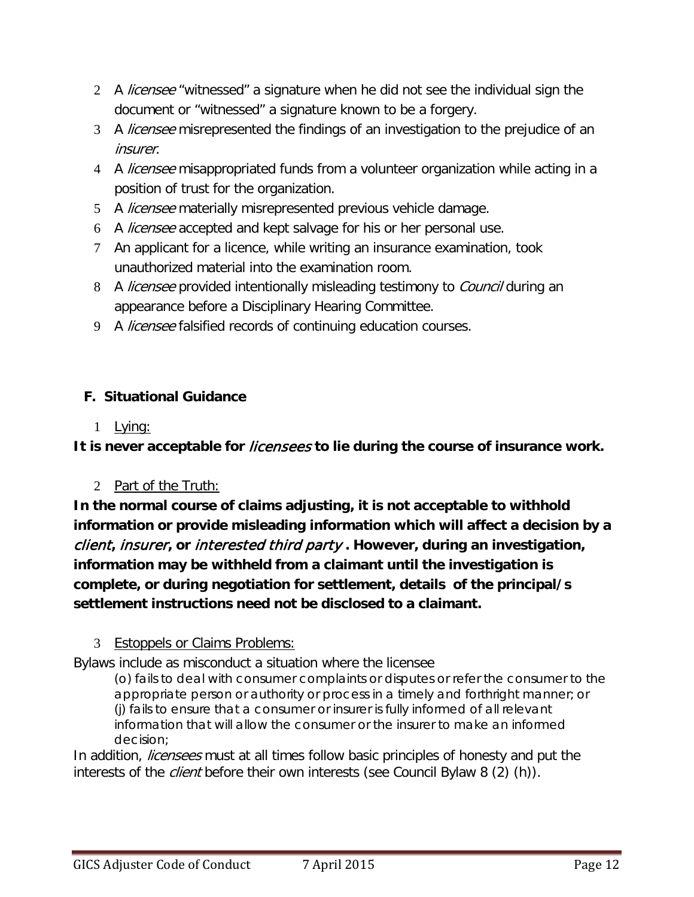2. A *licensee* "witnessed" a signature when he did not see the individual sign the document or "witnessed" a signature known to be a forgery.
3. A *licensee* misrepresented the findings of an investigation to the prejudice of an *insurer*.
4. A *licensee* misappropriated funds from a volunteer organization while acting in a position of trust for the organization.
5. A *licensee* materially misrepresented previous vehicle damage.
6. A *licensee* accepted and kept salvage for his or her personal use.
7. An applicant for a licence, while writing an insurance examination, took unauthorized material into the examination room.
8. A *licensee* provided intentionally misleading testimony to *Council* during an appearance before a Disciplinary Hearing Committee.
9. A *licensee* falsified records of continuing education courses.

## F. Situational Guidance

1. <u>Lying:</u>

**It is never acceptable for *licensees* to lie during the course of insurance work.**

2. <u>Part of the Truth:</u>

**In the normal course of claims adjusting, it is not acceptable to withhold information or provide misleading information which will affect a decision by a *client*, *insurer*, or *interested third party* . However, during an investigation, information may be withheld from a claimant until the investigation is complete, or during negotiation for settlement, details of the principal/s settlement instructions need not be disclosed to a claimant.**

3. <u>Estoppels or Claims Problems:</u>

Bylaws include as misconduct a situation where the licensee

> (o) fails to deal with consumer complaints or disputes or refer the consumer to the appropriate person or authority or process in a timely and forthright manner; or
> (j) fails to ensure that a consumer or insurer is fully informed of all relevant information that will allow the consumer or the insurer to make an informed decision;

In addition, *licensees* must at all times follow basic principles of honesty and put the interests of the *client* before their own interests (see Council Bylaw 8 (2) (h)).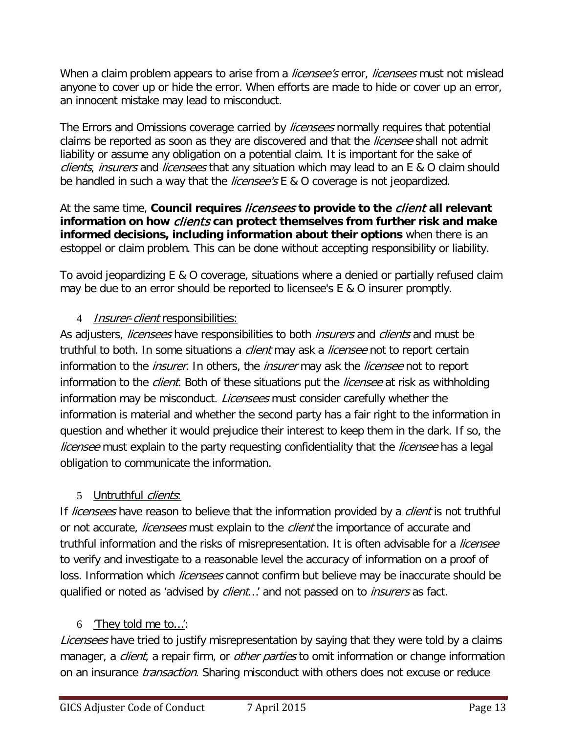When a claim problem appears to arise from a *licensee's* error, *licensees* must not mislead anyone to cover up or hide the error. When efforts are made to hide or cover up an error, an innocent mistake may lead to misconduct.

The Errors and Omissions coverage carried by *licensees* normally requires that potential claims be reported as soon as they are discovered and that the *licensee* shall not admit liability or assume any obligation on a potential claim. It is important for the sake of *clients*, *insurers* and *licensees* that any situation which may lead to an E & O claim should be handled in such a way that the *licensee's* E & O coverage is not jeopardized.

At the same time, **Council requires *licensees* to provide to the *client* all relevant information on how *clients* can protect themselves from further risk and make informed decisions, including information about their options** when there is an estoppel or claim problem. This can be done without accepting responsibility or liability.

To avoid jeopardizing E & O coverage, situations where a denied or partially refused claim may be due to an error should be reported to licensee's E & O insurer promptly.

4 <u>*Insurer-client* responsibilities:</u>

As adjusters, *licensees* have responsibilities to both *insurers* and *clients* and must be truthful to both. In some situations a *client* may ask a *licensee* not to report certain information to the *insurer*. In others, the *insurer* may ask the *licensee* not to report information to the *client*. Both of these situations put the *licensee* at risk as withholding information may be misconduct. *Licensees* must consider carefully whether the information is material and whether the second party has a fair right to the information in question and whether it would prejudice their interest to keep them in the dark. If so, the *licensee* must explain to the party requesting confidentiality that the *licensee* has a legal obligation to communicate the information.

5 <u>Untruthful *clients*:</u>

If *licensees* have reason to believe that the information provided by a *client* is not truthful or not accurate, *licensees* must explain to the *client* the importance of accurate and truthful information and the risks of misrepresentation. It is often advisable for a *licensee* to verify and investigate to a reasonable level the accuracy of information on a proof of loss. Information which *licensees* cannot confirm but believe may be inaccurate should be qualified or noted as 'advised by *client*...' and not passed on to *insurers* as fact.

6 <u>'They told me to...':</u>

*Licensees* have tried to justify misrepresentation by saying that they were told by a claims manager, a *client*, a repair firm, or *other parties* to omit information or change information on an insurance *transaction*. Sharing misconduct with others does not excuse or reduce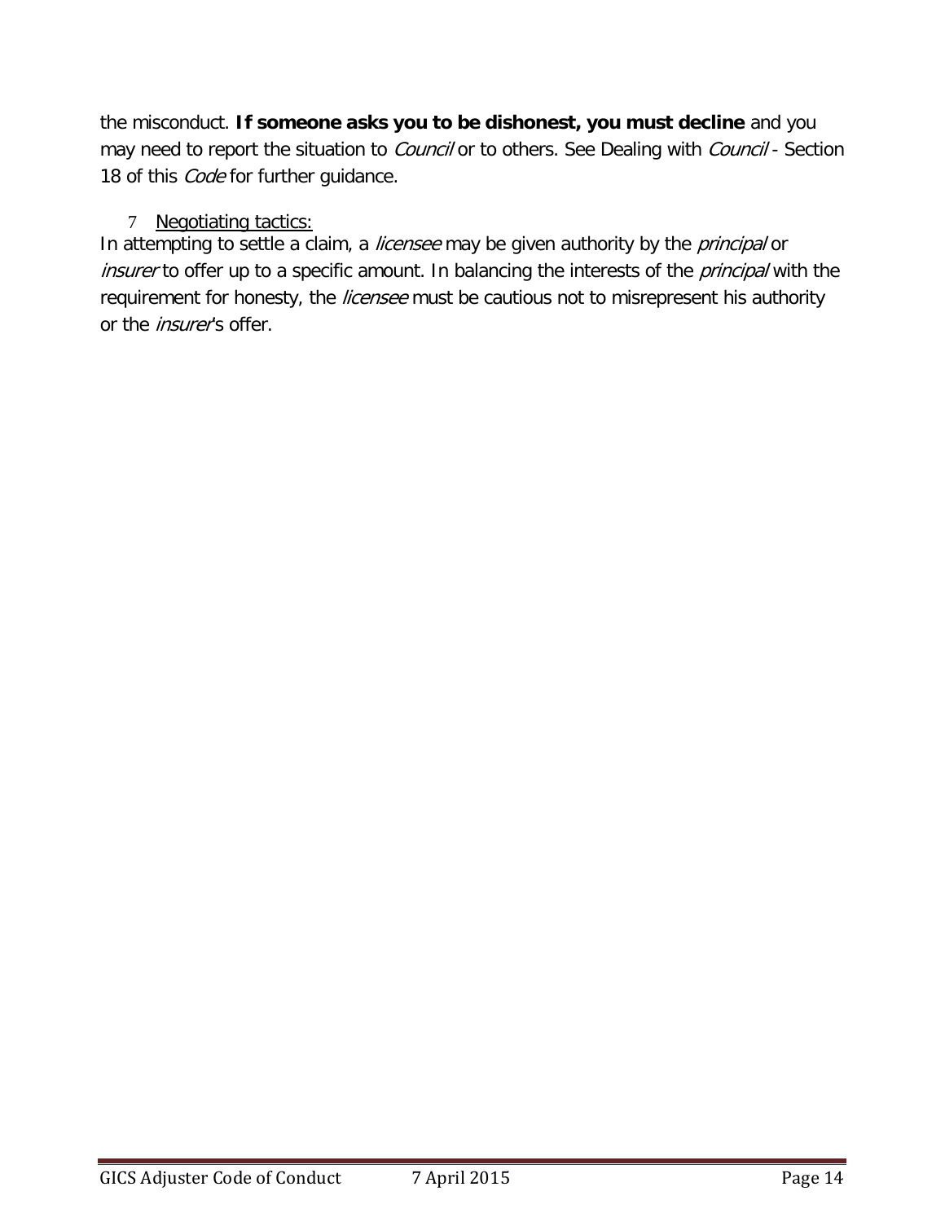the misconduct. **If someone asks you to be dishonest, you must decline** and you may need to report the situation to *Council* or to others. See Dealing with *Council* - Section 18 of this *Code* for further guidance.

7 Negotiating tactics:

In attempting to settle a claim, a *licensee* may be given authority by the *principal* or *insurer* to offer up to a specific amount. In balancing the interests of the *principal* with the requirement for honesty, the *licensee* must be cautious not to misrepresent his authority or the *insurer*'s offer.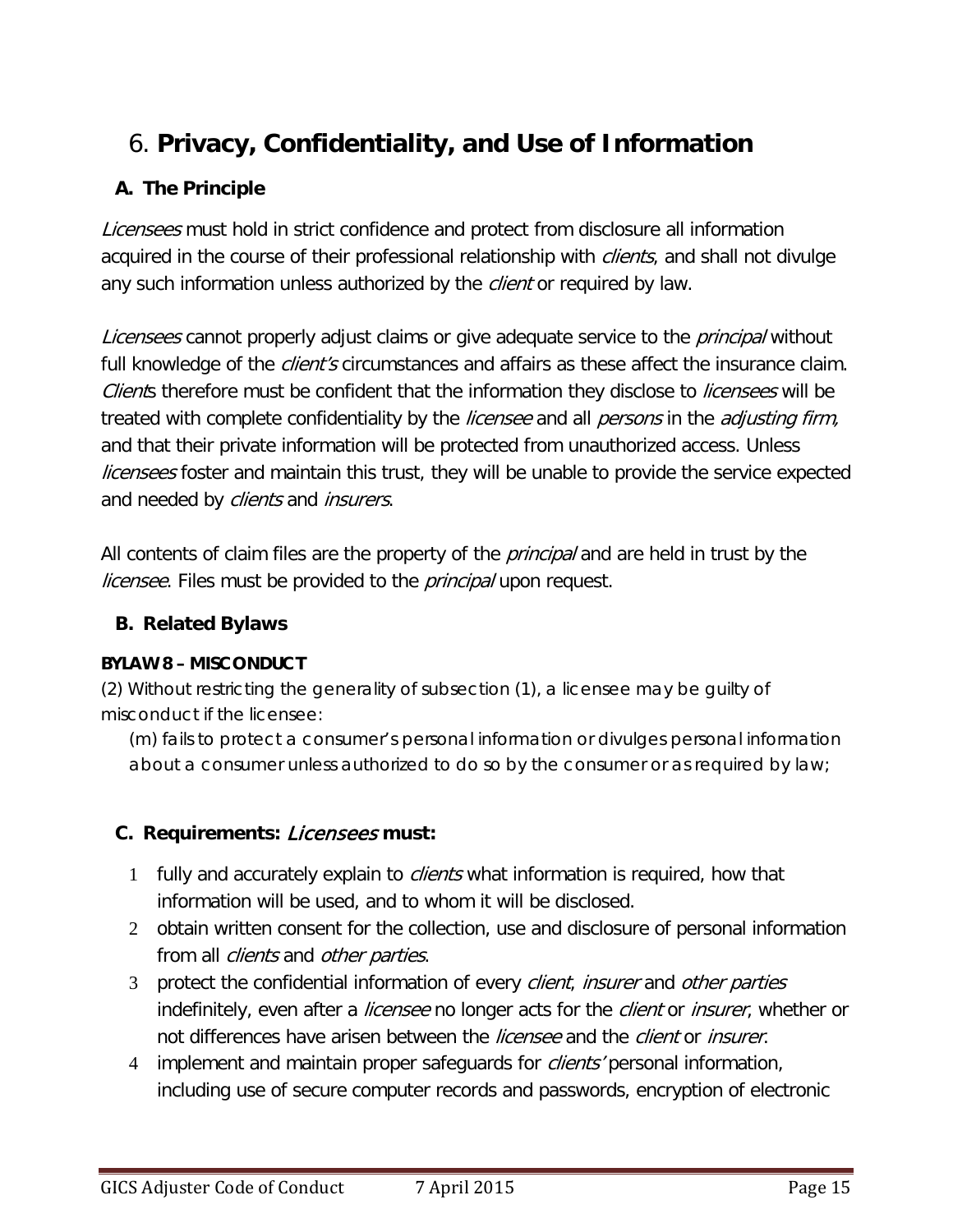# 6. **Privacy, Confidentiality, and Use of Information**

## A. The Principle

*Licensees* must hold in strict confidence and protect from disclosure all information acquired in the course of their professional relationship with *clients*, and shall not divulge any such information unless authorized by the *client* or required by law.

*Licensees* cannot properly adjust claims or give adequate service to the *principal* without full knowledge of the *client's* circumstances and affairs as these affect the insurance claim. *Client*s therefore must be confident that the information they disclose to *licensees* will be treated with complete confidentiality by the *licensee* and all *persons* in the *adjusting firm*, and that their private information will be protected from unauthorized access. Unless *licensees* foster and maintain this trust, they will be unable to provide the service expected and needed by *clients* and *insurers*.

All contents of claim files are the property of the *principal* and are held in trust by the *licensee*. Files must be provided to the *principal* upon request.

## B. Related Bylaws

**BYLAW 8 – MISCONDUCT**

(2) Without restricting the generality of subsection (1), a licensee may be guilty of misconduct if the licensee:

(m) fails to protect a consumer's personal information or divulges personal information about a consumer unless authorized to do so by the consumer or as required by law;

## C. Requirements: *Licensees* must:

1. fully and accurately explain to *clients* what information is required, how that information will be used, and to whom it will be disclosed.
2. obtain written consent for the collection, use and disclosure of personal information from all *clients* and *other parties*.
3. protect the confidential information of every *client*, *insurer* and *other parties* indefinitely, even after a *licensee* no longer acts for the *client* or *insurer*, whether or not differences have arisen between the *licensee* and the *client* or *insurer*.
4. implement and maintain proper safeguards for *clients'* personal information, including use of secure computer records and passwords, encryption of electronic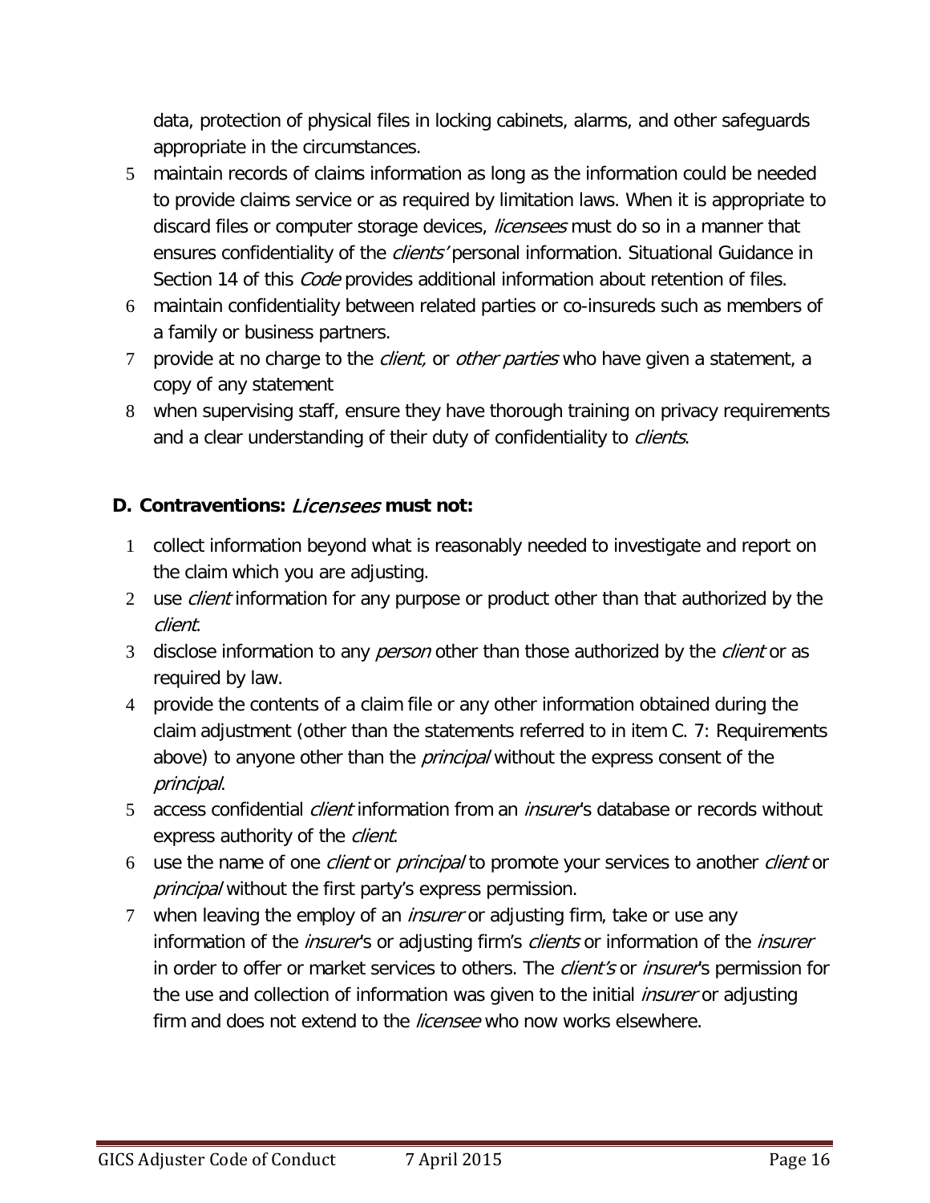data, protection of physical files in locking cabinets, alarms, and other safeguards appropriate in the circumstances.

5. maintain records of claims information as long as the information could be needed to provide claims service or as required by limitation laws. When it is appropriate to discard files or computer storage devices, *licensees* must do so in a manner that ensures confidentiality of the *clients'* personal information. Situational Guidance in Section 14 of this *Code* provides additional information about retention of files.
6. maintain confidentiality between related parties or co-insureds such as members of a family or business partners.
7. provide at no charge to the *client,* or *other parties* who have given a statement, a copy of any statement
8. when supervising staff, ensure they have thorough training on privacy requirements and a clear understanding of their duty of confidentiality to *clients*.

### D. Contraventions: *Licensees* must not:

1. collect information beyond what is reasonably needed to investigate and report on the claim which you are adjusting.
2. use *client* information for any purpose or product other than that authorized by the *client*.
3. disclose information to any *person* other than those authorized by the *client* or as required by law.
4. provide the contents of a claim file or any other information obtained during the claim adjustment (other than the statements referred to in item C. 7: Requirements above) to anyone other than the *principal* without the express consent of the *principal*.
5. access confidential *client* information from an *insurer*'s database or records without express authority of the *client*.
6. use the name of one *client* or *principal* to promote your services to another *client* or *principal* without the first party's express permission.
7. when leaving the employ of an *insurer* or adjusting firm, take or use any information of the *insurer*'s or adjusting firm's *clients* or information of the *insurer* in order to offer or market services to others. The *client's* or *insurer*'s permission for the use and collection of information was given to the initial *insurer* or adjusting firm and does not extend to the *licensee* who now works elsewhere.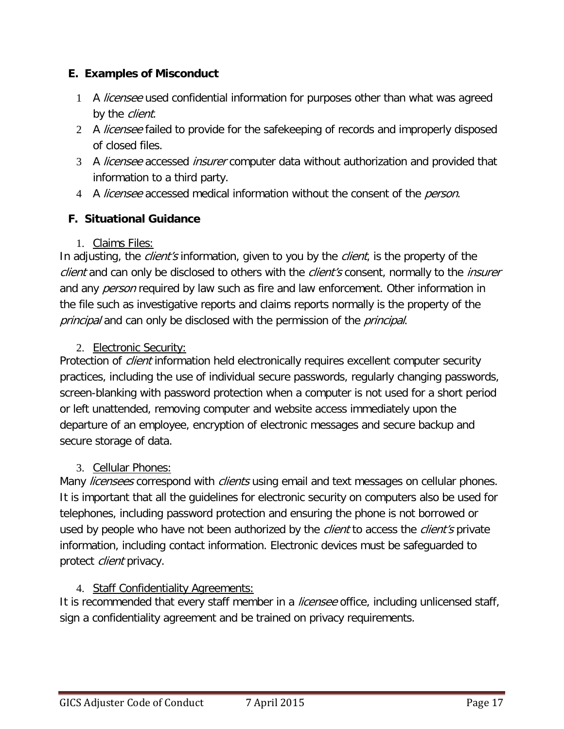## E. Examples of Misconduct

1. A *licensee* used confidential information for purposes other than what was agreed by the *client*.
2. A *licensee* failed to provide for the safekeeping of records and improperly disposed of closed files.
3. A *licensee* accessed *insurer* computer data without authorization and provided that information to a third party.
4. A *licensee* accessed medical information without the consent of the *person*.

## F. Situational Guidance

1. Claims Files:

In adjusting, the *client's* information, given to you by the *client*, is the property of the *client* and can only be disclosed to others with the *client's* consent, normally to the *insurer* and any *person* required by law such as fire and law enforcement. Other information in the file such as investigative reports and claims reports normally is the property of the *principal* and can only be disclosed with the permission of the *principal*.

2. Electronic Security:

Protection of *client* information held electronically requires excellent computer security practices, including the use of individual secure passwords, regularly changing passwords, screen-blanking with password protection when a computer is not used for a short period or left unattended, removing computer and website access immediately upon the departure of an employee, encryption of electronic messages and secure backup and secure storage of data.

3. Cellular Phones:

Many *licensees* correspond with *clients* using email and text messages on cellular phones. It is important that all the guidelines for electronic security on computers also be used for telephones, including password protection and ensuring the phone is not borrowed or used by people who have not been authorized by the *client* to access the *client's* private information, including contact information. Electronic devices must be safeguarded to protect *client* privacy.

4. Staff Confidentiality Agreements:

It is recommended that every staff member in a *licensee* office, including unlicensed staff, sign a confidentiality agreement and be trained on privacy requirements.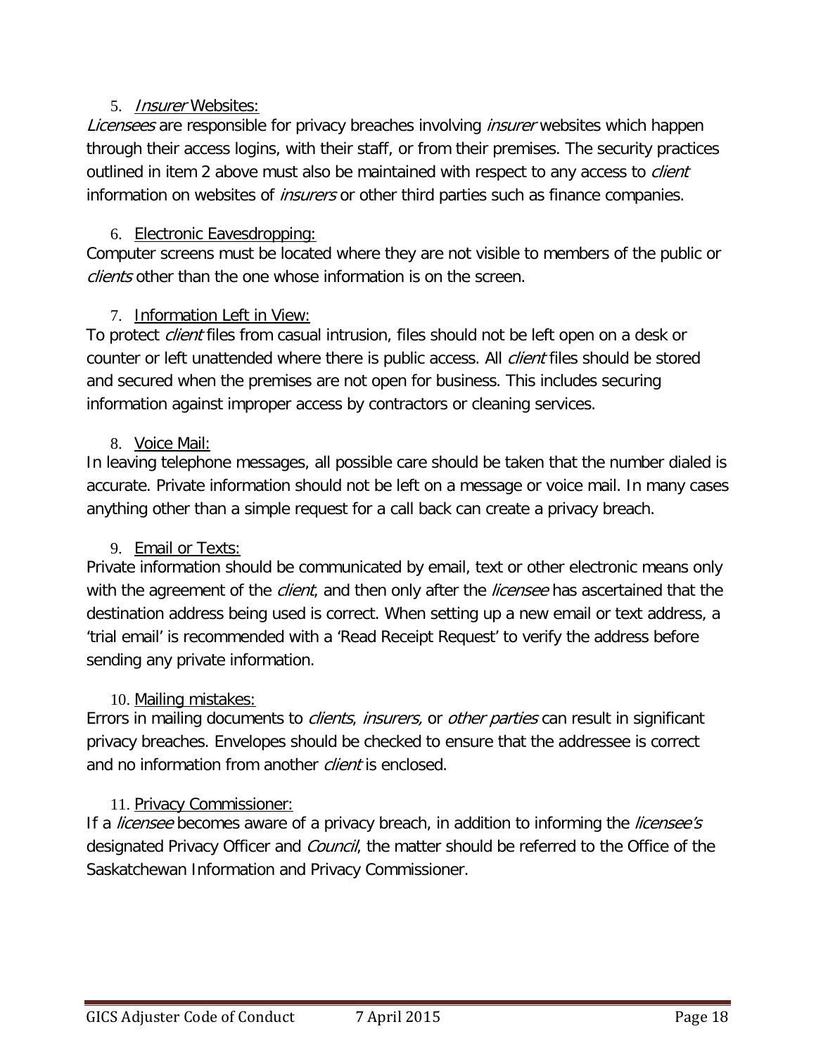5. <u>*Insurer* Websites:</u>

*Licensees* are responsible for privacy breaches involving *insurer* websites which happen through their access logins, with their staff, or from their premises. The security practices outlined in item 2 above must also be maintained with respect to any access to *client* information on websites of *insurers* or other third parties such as finance companies.

6. <u>Electronic Eavesdropping:</u>

Computer screens must be located where they are not visible to members of the public or *clients* other than the one whose information is on the screen.

7. <u>Information Left in View:</u>

To protect *client* files from casual intrusion, files should not be left open on a desk or counter or left unattended where there is public access. All *client* files should be stored and secured when the premises are not open for business. This includes securing information against improper access by contractors or cleaning services.

8. <u>Voice Mail:</u>

In leaving telephone messages, all possible care should be taken that the number dialed is accurate. Private information should not be left on a message or voice mail. In many cases anything other than a simple request for a call back can create a privacy breach.

9. <u>Email or Texts:</u>

Private information should be communicated by email, text or other electronic means only with the agreement of the *client*, and then only after the *licensee* has ascertained that the destination address being used is correct. When setting up a new email or text address, a 'trial email' is recommended with a 'Read Receipt Request' to verify the address before sending any private information.

10. <u>Mailing mistakes:</u>

Errors in mailing documents to *clients*, *insurers,* or *other parties* can result in significant privacy breaches. Envelopes should be checked to ensure that the addressee is correct and no information from another *client* is enclosed.

11. <u>Privacy Commissioner:</u>

If a *licensee* becomes aware of a privacy breach, in addition to informing the *licensee's* designated Privacy Officer and *Council*, the matter should be referred to the Office of the Saskatchewan Information and Privacy Commissioner.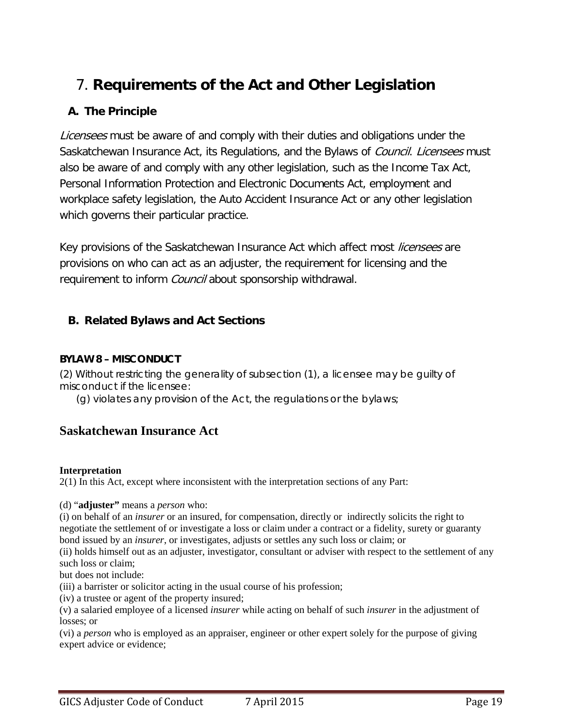# 7. **Requirements of the Act and Other Legislation**

## A. The Principle

*Licensees* must be aware of and comply with their duties and obligations under the Saskatchewan Insurance Act, its Regulations, and the Bylaws of *Council*. *Licensees* must also be aware of and comply with any other legislation, such as the Income Tax Act, Personal Information Protection and Electronic Documents Act, employment and workplace safety legislation, the Auto Accident Insurance Act or any other legislation which governs their particular practice.

Key provisions of the Saskatchewan Insurance Act which affect most *licensees* are provisions on who can act as an adjuster, the requirement for licensing and the requirement to inform *Council* about sponsorship withdrawal.

## B. Related Bylaws and Act Sections

**BYLAW 8 – MISCONDUCT**

(2) Without restricting the generality of subsection (1), a licensee may be guilty of misconduct if the licensee:

(g) violates any provision of the Act, the regulations or the bylaws;

## Saskatchewan Insurance Act

**Interpretation**

2(1) In this Act, except where inconsistent with the interpretation sections of any Part:

(d) "**adjuster"** means a *person* who:

(i) on behalf of an *insurer* or an insured, for compensation, directly or indirectly solicits the right to negotiate the settlement of or investigate a loss or claim under a contract or a fidelity, surety or guaranty bond issued by an *insurer*, or investigates, adjusts or settles any such loss or claim; or

(ii) holds himself out as an adjuster, investigator, consultant or adviser with respect to the settlement of any such loss or claim;

but does not include:

(iii) a barrister or solicitor acting in the usual course of his profession;

(iv) a trustee or agent of the property insured;

(v) a salaried employee of a licensed *insurer* while acting on behalf of such *insurer* in the adjustment of losses; or

(vi) a *person* who is employed as an appraiser, engineer or other expert solely for the purpose of giving expert advice or evidence;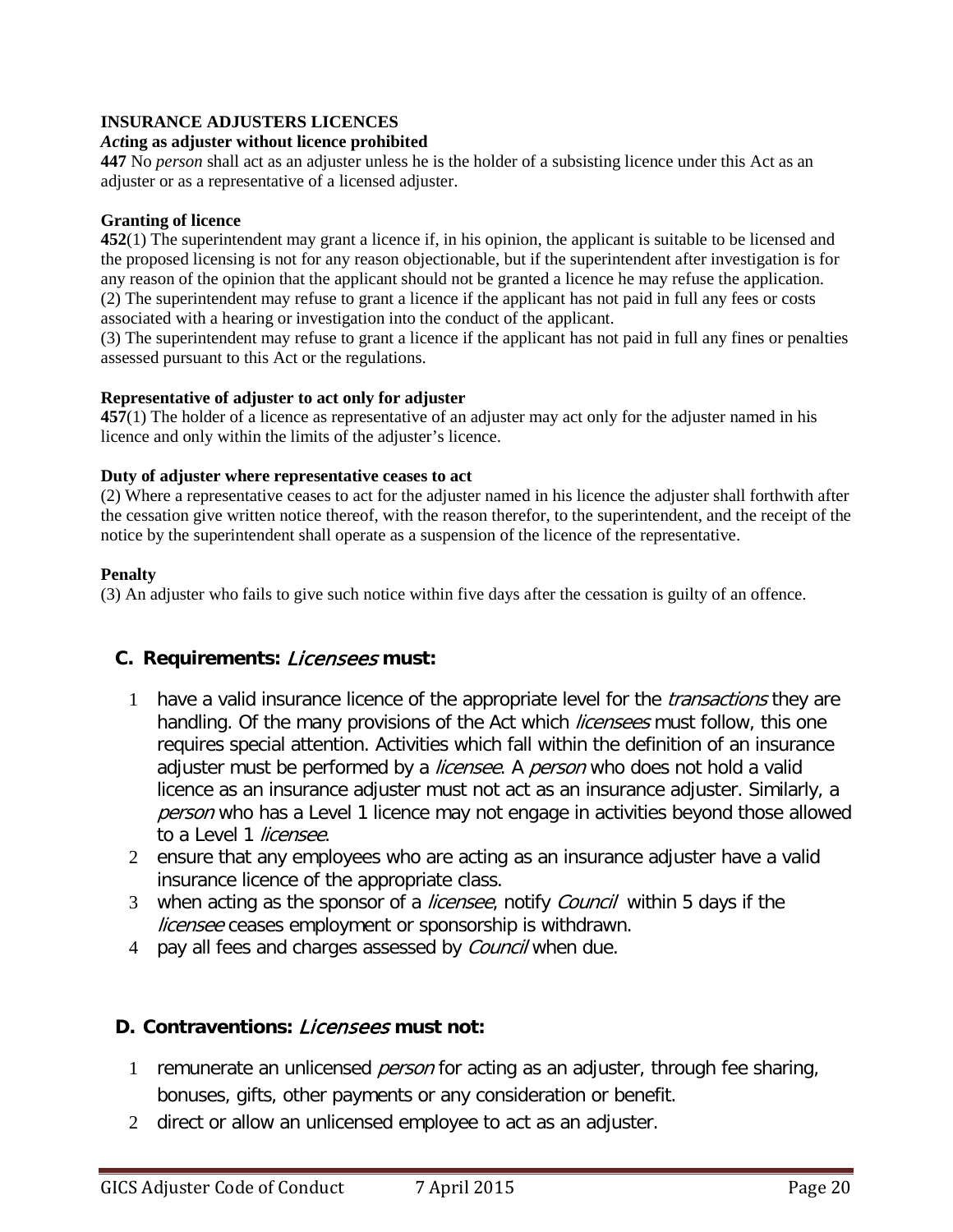**INSURANCE ADJUSTERS LICENCES**

***Act*ing as adjuster without licence prohibited**

**447** No *person* shall act as an adjuster unless he is the holder of a subsisting licence under this Act as an adjuster or as a representative of a licensed adjuster.

**Granting of licence**

**452**(1) The superintendent may grant a licence if, in his opinion, the applicant is suitable to be licensed and the proposed licensing is not for any reason objectionable, but if the superintendent after investigation is for any reason of the opinion that the applicant should not be granted a licence he may refuse the application.
(2) The superintendent may refuse to grant a licence if the applicant has not paid in full any fees or costs associated with a hearing or investigation into the conduct of the applicant.
(3) The superintendent may refuse to grant a licence if the applicant has not paid in full any fines or penalties assessed pursuant to this Act or the regulations.

**Representative of adjuster to act only for adjuster**

**457**(1) The holder of a licence as representative of an adjuster may act only for the adjuster named in his licence and only within the limits of the adjuster's licence.

**Duty of adjuster where representative ceases to act**

(2) Where a representative ceases to act for the adjuster named in his licence the adjuster shall forthwith after the cessation give written notice thereof, with the reason therefor, to the superintendent, and the receipt of the notice by the superintendent shall operate as a suspension of the licence of the representative.

**Penalty**

(3) An adjuster who fails to give such notice within five days after the cessation is guilty of an offence.

## C. Requirements: *Licensees* must:

1 have a valid insurance licence of the appropriate level for the *transactions* they are handling. Of the many provisions of the Act which *licensees* must follow, this one requires special attention. Activities which fall within the definition of an insurance adjuster must be performed by a *licensee*. A *person* who does not hold a valid licence as an insurance adjuster must not act as an insurance adjuster. Similarly, a *person* who has a Level 1 licence may not engage in activities beyond those allowed to a Level 1 *licensee*.
2 ensure that any employees who are acting as an insurance adjuster have a valid insurance licence of the appropriate class.
3 when acting as the sponsor of a *licensee*, notify *Council* within 5 days if the *licensee* ceases employment or sponsorship is withdrawn.
4 pay all fees and charges assessed by *Council* when due.

## D. Contraventions: *Licensees* must not:

1 remunerate an unlicensed *person* for acting as an adjuster, through fee sharing, bonuses, gifts, other payments or any consideration or benefit.
2 direct or allow an unlicensed employee to act as an adjuster.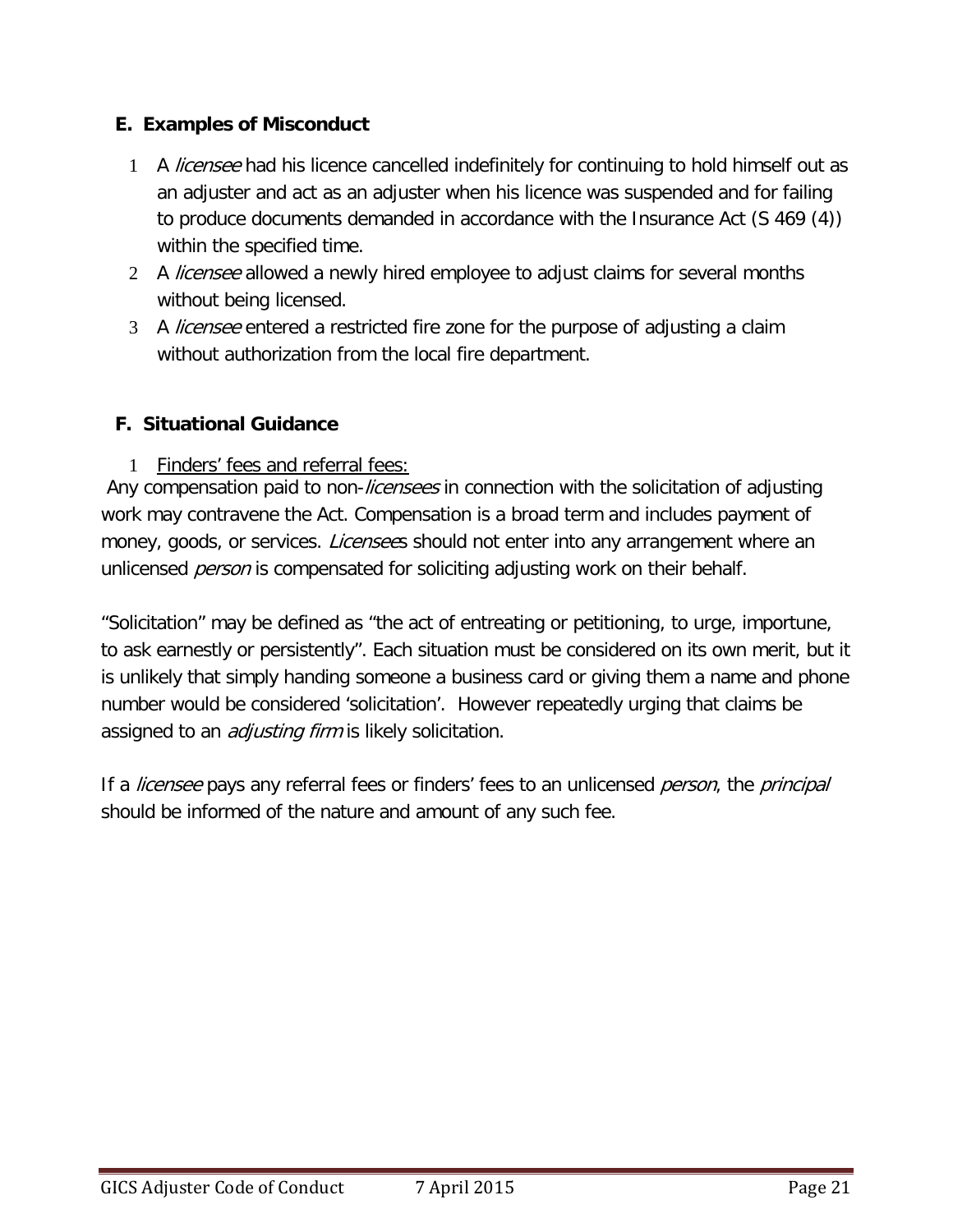## E. Examples of Misconduct

1. A *licensee* had his licence cancelled indefinitely for continuing to hold himself out as an adjuster and act as an adjuster when his licence was suspended and for failing to produce documents demanded in accordance with the Insurance Act (S 469 (4)) within the specified time.
2. A *licensee* allowed a newly hired employee to adjust claims for several months without being licensed.
3. A *licensee* entered a restricted fire zone for the purpose of adjusting a claim without authorization from the local fire department.

## F. Situational Guidance

1. <u>Finders' fees and referral fees:</u>

Any compensation paid to non-*licensees* in connection with the solicitation of adjusting work may contravene the Act. Compensation is a broad term and includes payment of money, goods, or services. *Licensee*s should not enter into any arrangement where an unlicensed *person* is compensated for soliciting adjusting work on their behalf.

"Solicitation" may be defined as "the act of entreating or petitioning, to urge, importune, to ask earnestly or persistently". Each situation must be considered on its own merit, but it is unlikely that simply handing someone a business card or giving them a name and phone number would be considered 'solicitation'. However repeatedly urging that claims be assigned to an *adjusting firm* is likely solicitation.

If a *licensee* pays any referral fees or finders' fees to an unlicensed *person*, the *principal* should be informed of the nature and amount of any such fee.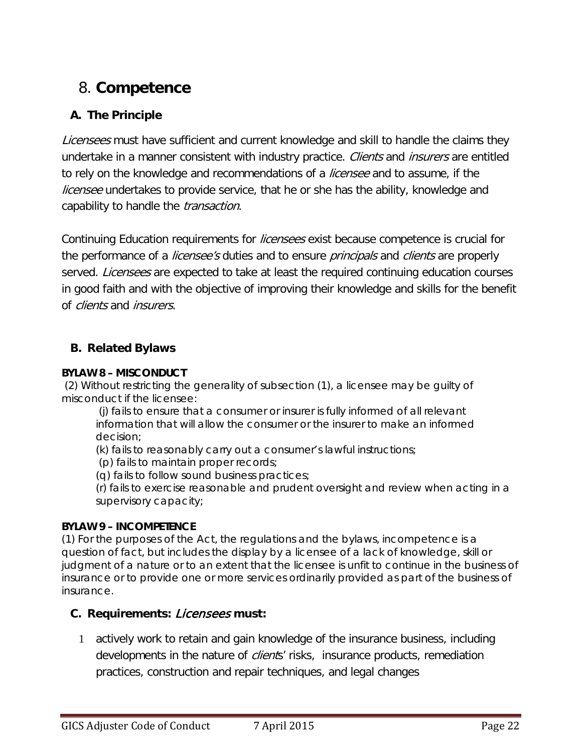# 8. **Competence**

## A. The Principle

*Licensees* must have sufficient and current knowledge and skill to handle the claims they undertake in a manner consistent with industry practice. *Clients* and *insurers* are entitled to rely on the knowledge and recommendations of a *licensee* and to assume, if the *licensee* undertakes to provide service, that he or she has the ability, knowledge and capability to handle the *transaction*.

Continuing Education requirements for *licensees* exist because competence is crucial for the performance of a *licensee's* duties and to ensure *principals* and *clients* are properly served. *Licensees* are expected to take at least the required continuing education courses in good faith and with the objective of improving their knowledge and skills for the benefit of *clients* and *insurers*.

## B. Related Bylaws

**BYLAW 8 – MISCONDUCT**

(2) Without restricting the generality of subsection (1), a licensee may be guilty of misconduct if the licensee:

> (j) fails to ensure that a consumer or insurer is fully informed of all relevant information that will allow the consumer or the insurer to make an informed decision;
>
> (k) fails to reasonably carry out a consumer's lawful instructions;
>
> (p) fails to maintain proper records;
>
> (q) fails to follow sound business practices;
>
> (r) fails to exercise reasonable and prudent oversight and review when acting in a supervisory capacity;

**BYLAW 9 – INCOMPETENCE**

(1) For the purposes of the Act, the regulations and the bylaws, incompetence is a question of fact, but includes the display by a licensee of a lack of knowledge, skill or judgment of a nature or to an extent that the licensee is unfit to continue in the business of insurance or to provide one or more services ordinarily provided as part of the business of insurance.

## C. Requirements: *Licensees* must:

1. actively work to retain and gain knowledge of the insurance business, including developments in the nature of *clients*' risks, insurance products, remediation practices, construction and repair techniques, and legal changes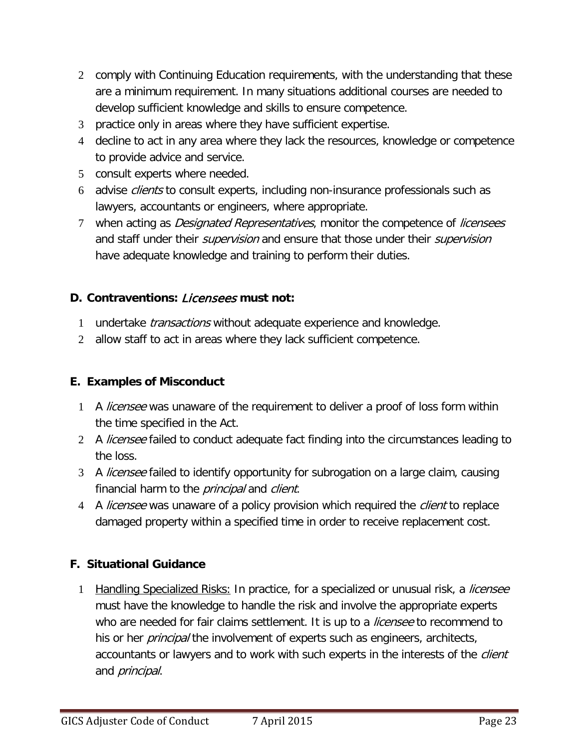2. comply with Continuing Education requirements, with the understanding that these are a minimum requirement. In many situations additional courses are needed to develop sufficient knowledge and skills to ensure competence.
3. practice only in areas where they have sufficient expertise.
4. decline to act in any area where they lack the resources, knowledge or competence to provide advice and service.
5. consult experts where needed.
6. advise *clients* to consult experts, including non-insurance professionals such as lawyers, accountants or engineers, where appropriate.
7. when acting as *Designated Representatives*, monitor the competence of *licensees* and staff under their *supervision* and ensure that those under their *supervision* have adequate knowledge and training to perform their duties.

### D. Contraventions: *Licensees* must not:

1. undertake *transactions* without adequate experience and knowledge.
2. allow staff to act in areas where they lack sufficient competence.

### E. Examples of Misconduct

1. A *licensee* was unaware of the requirement to deliver a proof of loss form within the time specified in the Act.
2. A *licensee* failed to conduct adequate fact finding into the circumstances leading to the loss.
3. A *licensee* failed to identify opportunity for subrogation on a large claim, causing financial harm to the *principal* and *client*.
4. A *licensee* was unaware of a policy provision which required the *client* to replace damaged property within a specified time in order to receive replacement cost.

### F. Situational Guidance

1. Handling Specialized Risks: In practice, for a specialized or unusual risk, a *licensee* must have the knowledge to handle the risk and involve the appropriate experts who are needed for fair claims settlement. It is up to a *licensee* to recommend to his or her *principal* the involvement of experts such as engineers, architects, accountants or lawyers and to work with such experts in the interests of the *client* and *principal*.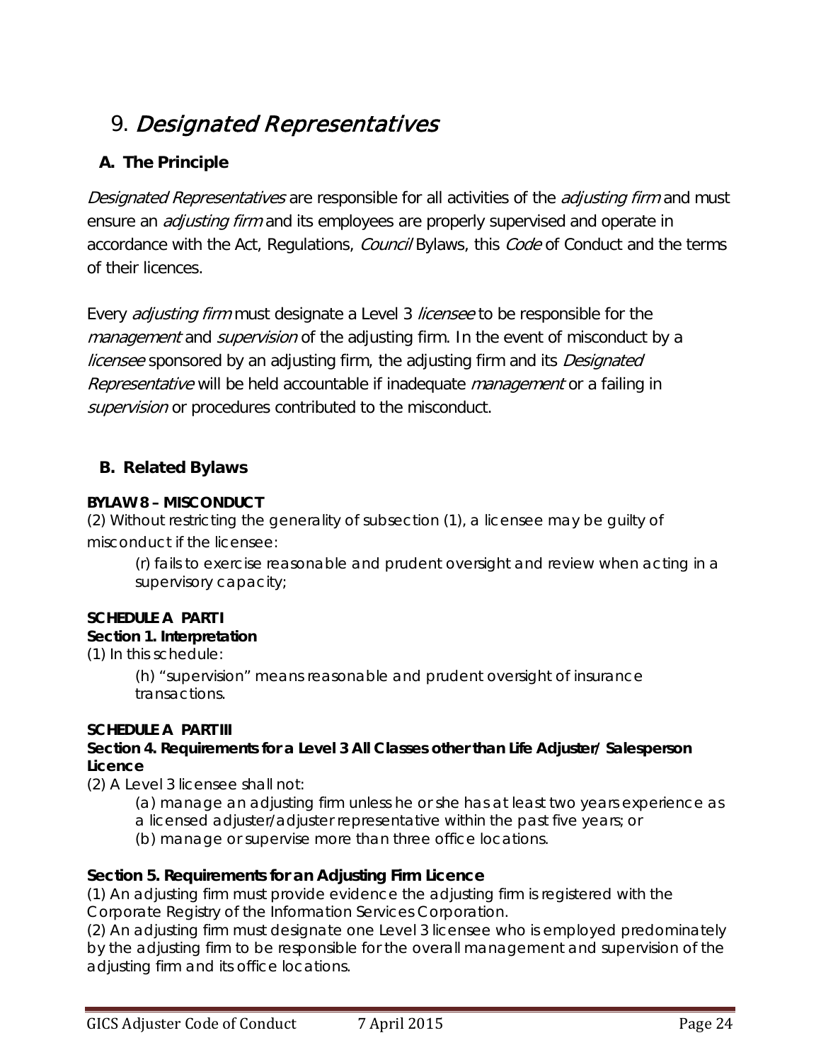# 9. *Designated Representatives*

## A. The Principle

*Designated Representatives* are responsible for all activities of the *adjusting firm* and must ensure an *adjusting firm* and its employees are properly supervised and operate in accordance with the Act, Regulations, *Council* Bylaws, this *Code* of Conduct and the terms of their licences.

Every *adjusting firm* must designate a Level 3 *licensee* to be responsible for the *management* and *supervision* of the adjusting firm. In the event of misconduct by a *licensee* sponsored by an adjusting firm, the adjusting firm and its *Designated Representative* will be held accountable if inadequate *management* or a failing in *supervision* or procedures contributed to the misconduct.

## B. Related Bylaws

**BYLAW 8 – MISCONDUCT**

(2) Without restricting the generality of subsection (1), a licensee may be guilty of misconduct if the licensee:

> (r) fails to exercise reasonable and prudent oversight and review when acting in a supervisory capacity;

**SCHEDULE A PART I**

**Section 1. Interpretation**

(1) In this schedule:

> (h) "supervision" means reasonable and prudent oversight of insurance transactions.

**SCHEDULE A PART III**

**Section 4. Requirements for a Level 3 All Classes other than Life Adjuster/ Salesperson Licence**

(2) A Level 3 licensee shall not:

> (a) manage an adjusting firm unless he or she has at least two years experience as a licensed adjuster/adjuster representative within the past five years; or
> (b) manage or supervise more than three office locations.

**Section 5. Requirements for an Adjusting Firm Licence**

(1) An adjusting firm must provide evidence the adjusting firm is registered with the Corporate Registry of the Information Services Corporation.

(2) An adjusting firm must designate one Level 3 licensee who is employed predominately by the adjusting firm to be responsible for the overall management and supervision of the adjusting firm and its office locations.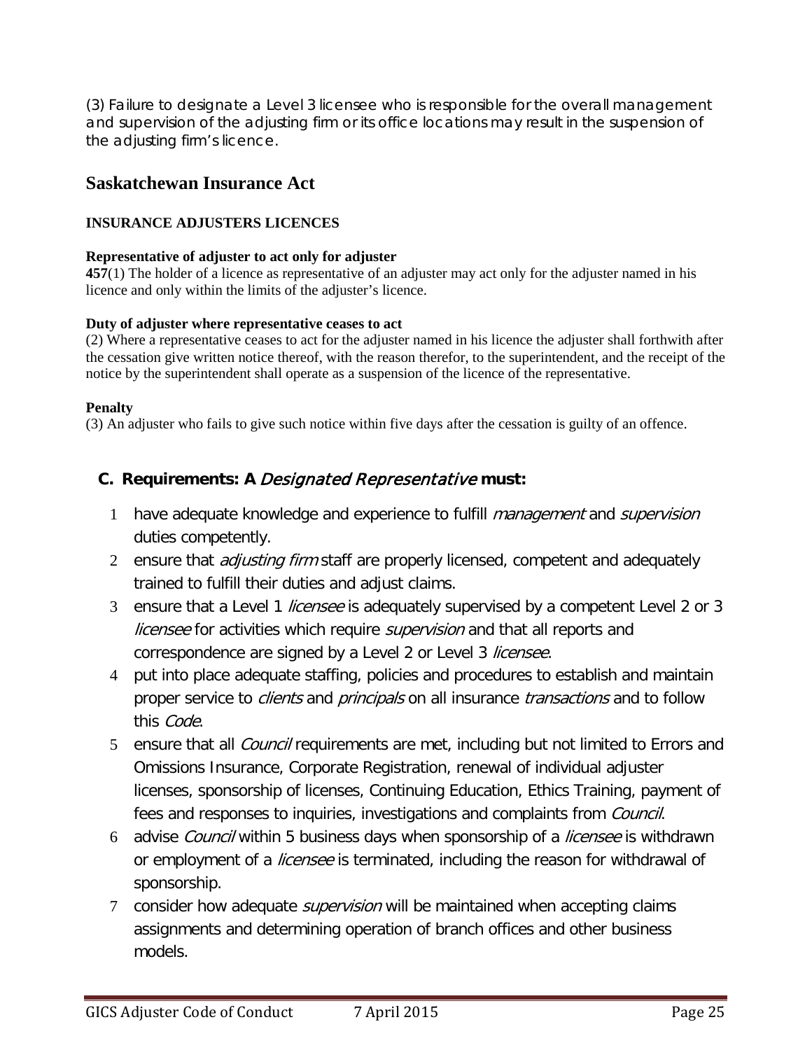(3) Failure to designate a Level 3 licensee who is responsible for the overall management and supervision of the adjusting firm or its office locations may result in the suspension of the adjusting firm's licence.

## Saskatchewan Insurance Act

**INSURANCE ADJUSTERS LICENCES**

**Representative of adjuster to act only for adjuster**
**457**(1) The holder of a licence as representative of an adjuster may act only for the adjuster named in his licence and only within the limits of the adjuster's licence.

**Duty of adjuster where representative ceases to act**
(2) Where a representative ceases to act for the adjuster named in his licence the adjuster shall forthwith after the cessation give written notice thereof, with the reason therefor, to the superintendent, and the receipt of the notice by the superintendent shall operate as a suspension of the licence of the representative.

**Penalty**
(3) An adjuster who fails to give such notice within five days after the cessation is guilty of an offence.

### C. Requirements: A *Designated Representative* must:

1. have adequate knowledge and experience to fulfill *management* and *supervision* duties competently.
2. ensure that *adjusting firm* staff are properly licensed, competent and adequately trained to fulfill their duties and adjust claims.
3. ensure that a Level 1 *licensee* is adequately supervised by a competent Level 2 or 3 *licensee* for activities which require *supervision* and that all reports and correspondence are signed by a Level 2 or Level 3 *licensee*.
4. put into place adequate staffing, policies and procedures to establish and maintain proper service to *clients* and *principals* on all insurance *transactions* and to follow this *Code*.
5. ensure that all *Council* requirements are met, including but not limited to Errors and Omissions Insurance, Corporate Registration, renewal of individual adjuster licenses, sponsorship of licenses, Continuing Education, Ethics Training, payment of fees and responses to inquiries, investigations and complaints from *Council*.
6. advise *Council* within 5 business days when sponsorship of a *licensee* is withdrawn or employment of a *licensee* is terminated, including the reason for withdrawal of sponsorship.
7. consider how adequate *supervision* will be maintained when accepting claims assignments and determining operation of branch offices and other business models.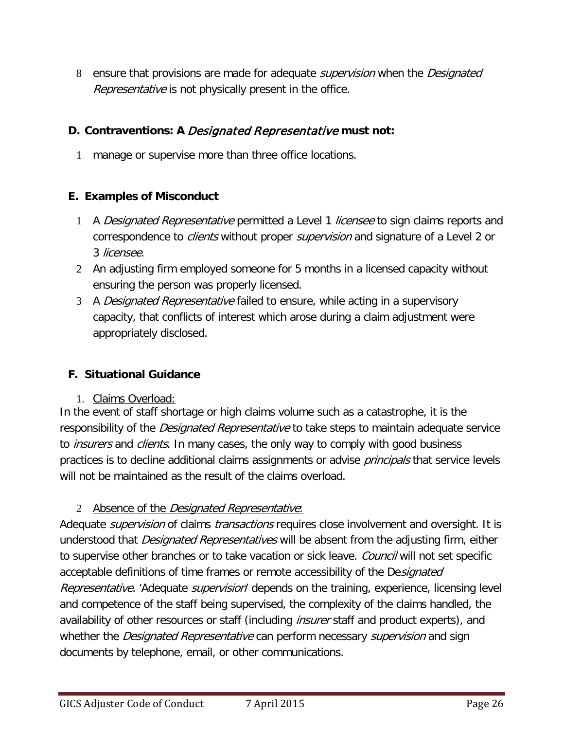8 ensure that provisions are made for adequate *supervision* when the *Designated Representative* is not physically present in the office.

## D. Contraventions: A *Designated Representative* must not:

1 manage or supervise more than three office locations.

## E. Examples of Misconduct

1 A *Designated Representative* permitted a Level 1 *licensee* to sign claims reports and correspondence to *clients* without proper *supervision* and signature of a Level 2 or 3 *licensee*.

2 An adjusting firm employed someone for 5 months in a licensed capacity without ensuring the person was properly licensed.

3 A *Designated Representative* failed to ensure, while acting in a supervisory capacity, that conflicts of interest which arose during a claim adjustment were appropriately disclosed.

## F. Situational Guidance

1. Claims Overload:

In the event of staff shortage or high claims volume such as a catastrophe, it is the responsibility of the *Designated Representative* to take steps to maintain adequate service to *insurers* and *clients*. In many cases, the only way to comply with good business practices is to decline additional claims assignments or advise *principals* that service levels will not be maintained as the result of the claims overload.

2 Absence of the *Designated Representative*:

Adequate *supervision* of claims *transactions* requires close involvement and oversight. It is understood that *Designated Representatives* will be absent from the adjusting firm, either to supervise other branches or to take vacation or sick leave. *Council* will not set specific acceptable definitions of time frames or remote accessibility of the De*signated Representative*. 'Adequate *supervision*' depends on the training, experience, licensing level and competence of the staff being supervised, the complexity of the claims handled, the availability of other resources or staff (including *insurer* staff and product experts), and whether the *Designated Representative* can perform necessary *supervision* and sign documents by telephone, email, or other communications.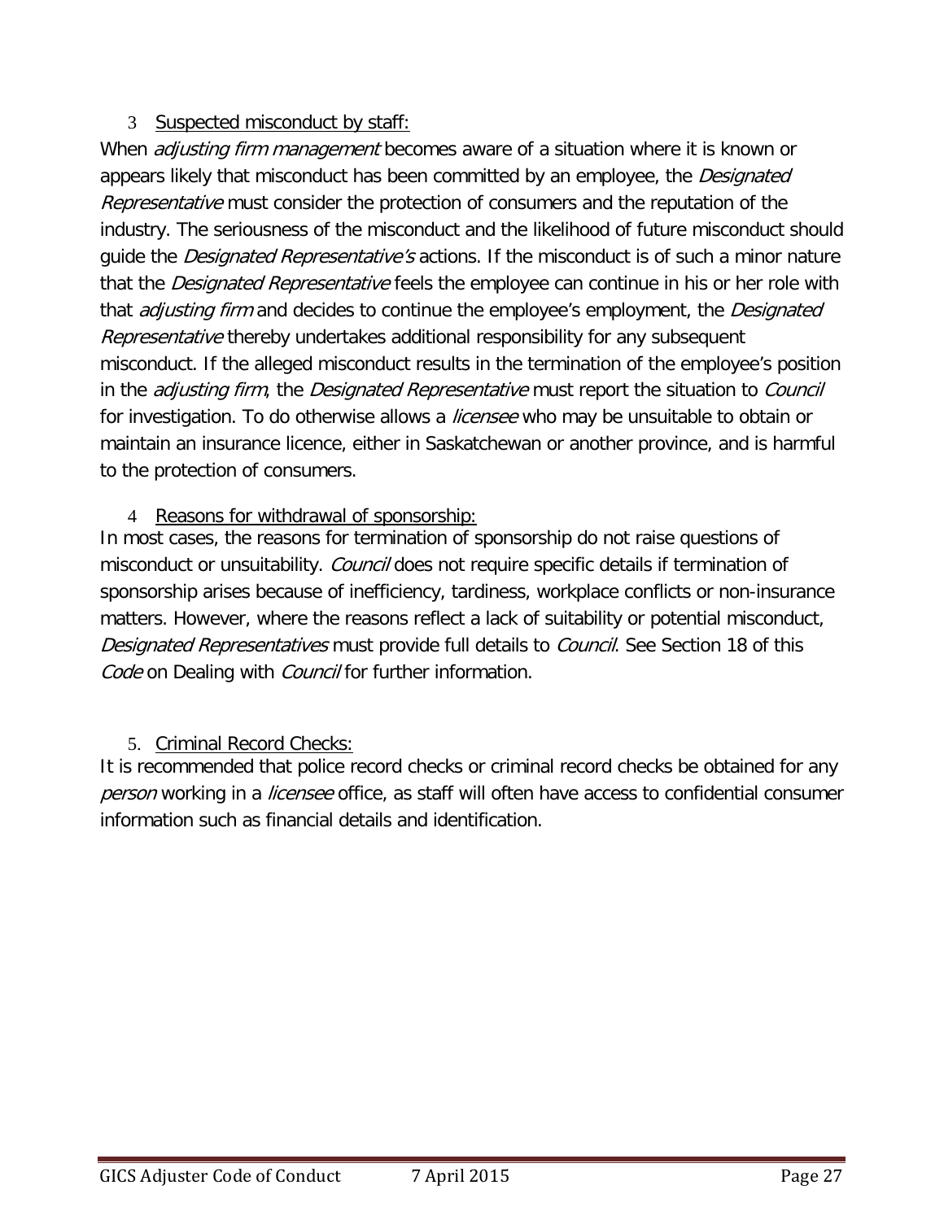3 Suspected misconduct by staff:

When *adjusting firm management* becomes aware of a situation where it is known or appears likely that misconduct has been committed by an employee, the *Designated Representative* must consider the protection of consumers and the reputation of the industry. The seriousness of the misconduct and the likelihood of future misconduct should guide the *Designated Representative's* actions. If the misconduct is of such a minor nature that the *Designated Representative* feels the employee can continue in his or her role with that *adjusting firm* and decides to continue the employee's employment, the *Designated Representative* thereby undertakes additional responsibility for any subsequent misconduct. If the alleged misconduct results in the termination of the employee's position in the *adjusting firm*, the *Designated Representative* must report the situation to *Council* for investigation. To do otherwise allows a *licensee* who may be unsuitable to obtain or maintain an insurance licence, either in Saskatchewan or another province, and is harmful to the protection of consumers.

4 Reasons for withdrawal of sponsorship:

In most cases, the reasons for termination of sponsorship do not raise questions of misconduct or unsuitability. *Council* does not require specific details if termination of sponsorship arises because of inefficiency, tardiness, workplace conflicts or non-insurance matters. However, where the reasons reflect a lack of suitability or potential misconduct, *Designated Representatives* must provide full details to *Council*. See Section 18 of this *Code* on Dealing with *Council* for further information.

5. Criminal Record Checks:

It is recommended that police record checks or criminal record checks be obtained for any *person* working in a *licensee* office, as staff will often have access to confidential consumer information such as financial details and identification.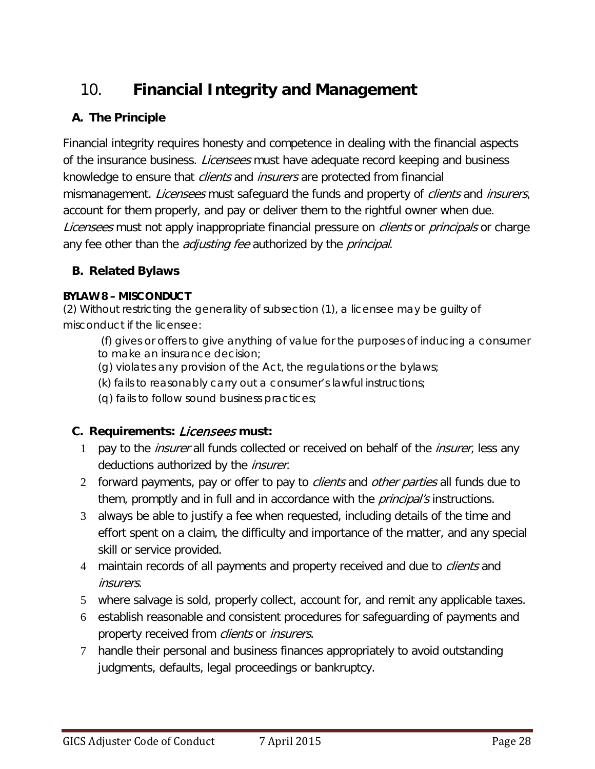# 10. **Financial Integrity and Management**

## A. The Principle

Financial integrity requires honesty and competence in dealing with the financial aspects of the insurance business. *Licensees* must have adequate record keeping and business knowledge to ensure that *clients* and *insurers* are protected from financial mismanagement. *Licensees* must safeguard the funds and property of *clients* and *insurers*, account for them properly, and pay or deliver them to the rightful owner when due. *Licensees* must not apply inappropriate financial pressure on *clients* or *principals* or charge any fee other than the *adjusting fee* authorized by the *principal*.

## B. Related Bylaws

**BYLAW 8 – MISCONDUCT**

(2) Without restricting the generality of subsection (1), a licensee may be guilty of misconduct if the licensee:

> (f) gives or offers to give anything of value for the purposes of inducing a consumer to make an insurance decision;
>
> (g) violates any provision of the Act, the regulations or the bylaws;
>
> (k) fails to reasonably carry out a consumer's lawful instructions;
>
> (q) fails to follow sound business practices;

## C. Requirements: *Licensees* must:

1. pay to the *insurer* all funds collected or received on behalf of the *insurer*, less any deductions authorized by the *insurer*.
2. forward payments, pay or offer to pay to *clients* and *other parties* all funds due to them, promptly and in full and in accordance with the *principal's* instructions.
3. always be able to justify a fee when requested, including details of the time and effort spent on a claim, the difficulty and importance of the matter, and any special skill or service provided.
4. maintain records of all payments and property received and due to *clients* and *insurers*.
5. where salvage is sold, properly collect, account for, and remit any applicable taxes.
6. establish reasonable and consistent procedures for safeguarding of payments and property received from *clients* or *insurers*.
7. handle their personal and business finances appropriately to avoid outstanding judgments, defaults, legal proceedings or bankruptcy.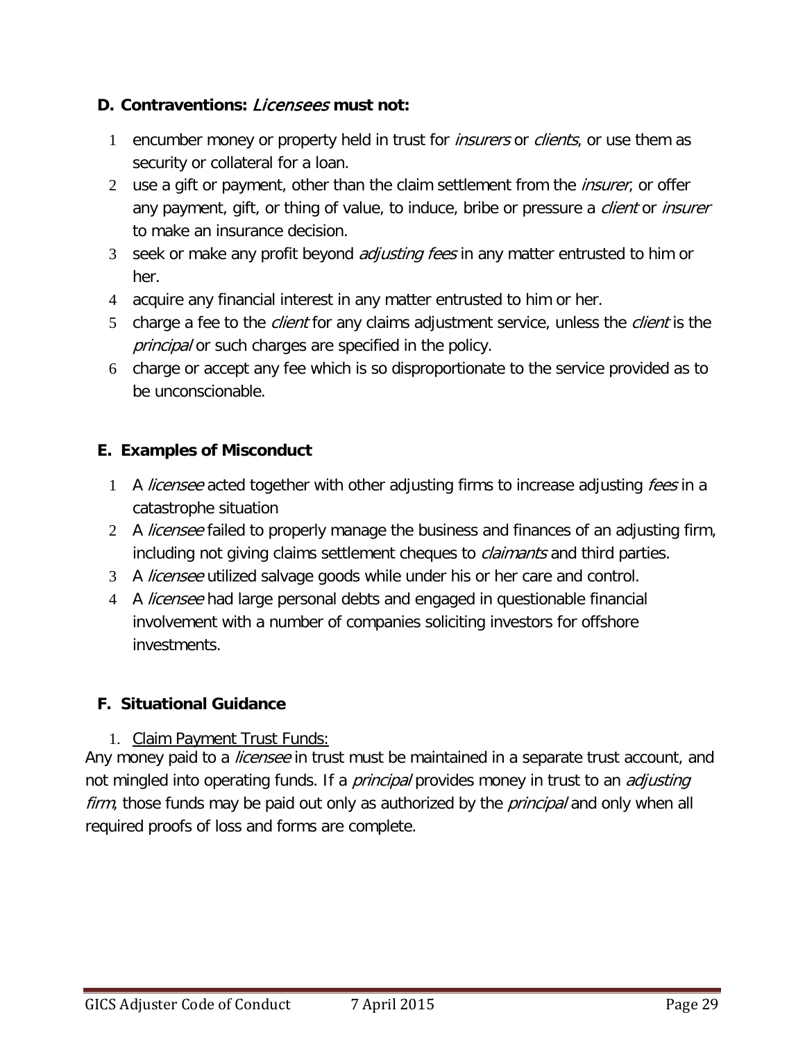### D. Contraventions: *Licensees* must not:

1. encumber money or property held in trust for *insurers* or *clients*, or use them as security or collateral for a loan.
2. use a gift or payment, other than the claim settlement from the *insurer*, or offer any payment, gift, or thing of value, to induce, bribe or pressure a *client* or *insurer* to make an insurance decision.
3. seek or make any profit beyond *adjusting fees* in any matter entrusted to him or her.
4. acquire any financial interest in any matter entrusted to him or her.
5. charge a fee to the *client* for any claims adjustment service, unless the *client* is the *principal* or such charges are specified in the policy.
6. charge or accept any fee which is so disproportionate to the service provided as to be unconscionable.

### E. Examples of Misconduct

1. A *licensee* acted together with other adjusting firms to increase adjusting *fees* in a catastrophe situation
2. A *licensee* failed to properly manage the business and finances of an adjusting firm, including not giving claims settlement cheques to *claimants* and third parties.
3. A *licensee* utilized salvage goods while under his or her care and control.
4. A *licensee* had large personal debts and engaged in questionable financial involvement with a number of companies soliciting investors for offshore investments.

### F. Situational Guidance

1. Claim Payment Trust Funds:

Any money paid to a *licensee* in trust must be maintained in a separate trust account, and not mingled into operating funds. If a *principal* provides money in trust to an *adjusting firm*, those funds may be paid out only as authorized by the *principal* and only when all required proofs of loss and forms are complete.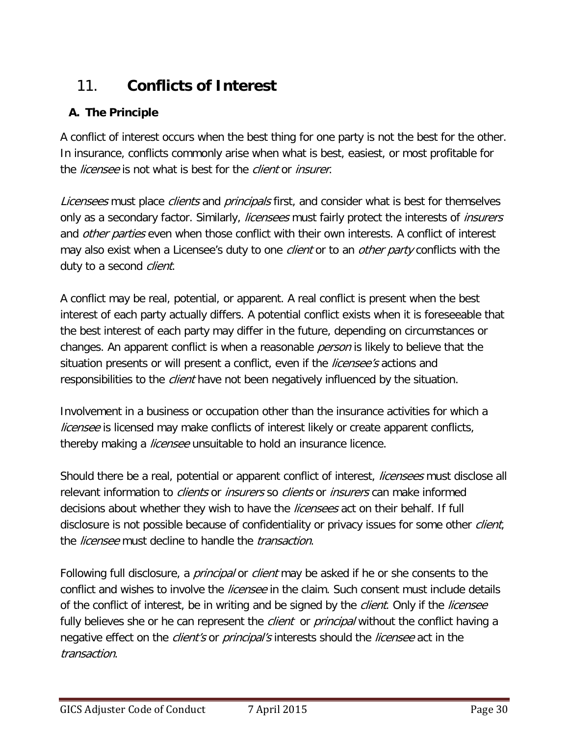# 11. **Conflicts of Interest**

## A. The Principle

A conflict of interest occurs when the best thing for one party is not the best for the other. In insurance, conflicts commonly arise when what is best, easiest, or most profitable for the *licensee* is not what is best for the *client* or *insurer*.

*Licensees* must place *clients* and *principals* first, and consider what is best for themselves only as a secondary factor. Similarly, *licensees* must fairly protect the interests of *insurers* and *other parties* even when those conflict with their own interests. A conflict of interest may also exist when a Licensee's duty to one *client* or to an *other party* conflicts with the duty to a second *client*.

A conflict may be real, potential, or apparent. A real conflict is present when the best interest of each party actually differs. A potential conflict exists when it is foreseeable that the best interest of each party may differ in the future, depending on circumstances or changes. An apparent conflict is when a reasonable *person* is likely to believe that the situation presents or will present a conflict, even if the *licensee's* actions and responsibilities to the *client* have not been negatively influenced by the situation.

Involvement in a business or occupation other than the insurance activities for which a *licensee* is licensed may make conflicts of interest likely or create apparent conflicts, thereby making a *licensee* unsuitable to hold an insurance licence.

Should there be a real, potential or apparent conflict of interest, *licensees* must disclose all relevant information to *clients* or *insurers* so *clients* or *insurers* can make informed decisions about whether they wish to have the *licensees* act on their behalf. If full disclosure is not possible because of confidentiality or privacy issues for some other *client*, the *licensee* must decline to handle the *transaction*.

Following full disclosure, a *principal* or *client* may be asked if he or she consents to the conflict and wishes to involve the *licensee* in the claim. Such consent must include details of the conflict of interest, be in writing and be signed by the *client*. Only if the *licensee* fully believes she or he can represent the *client* or *principal* without the conflict having a negative effect on the *client's* or *principal's* interests should the *licensee* act in the *transaction*.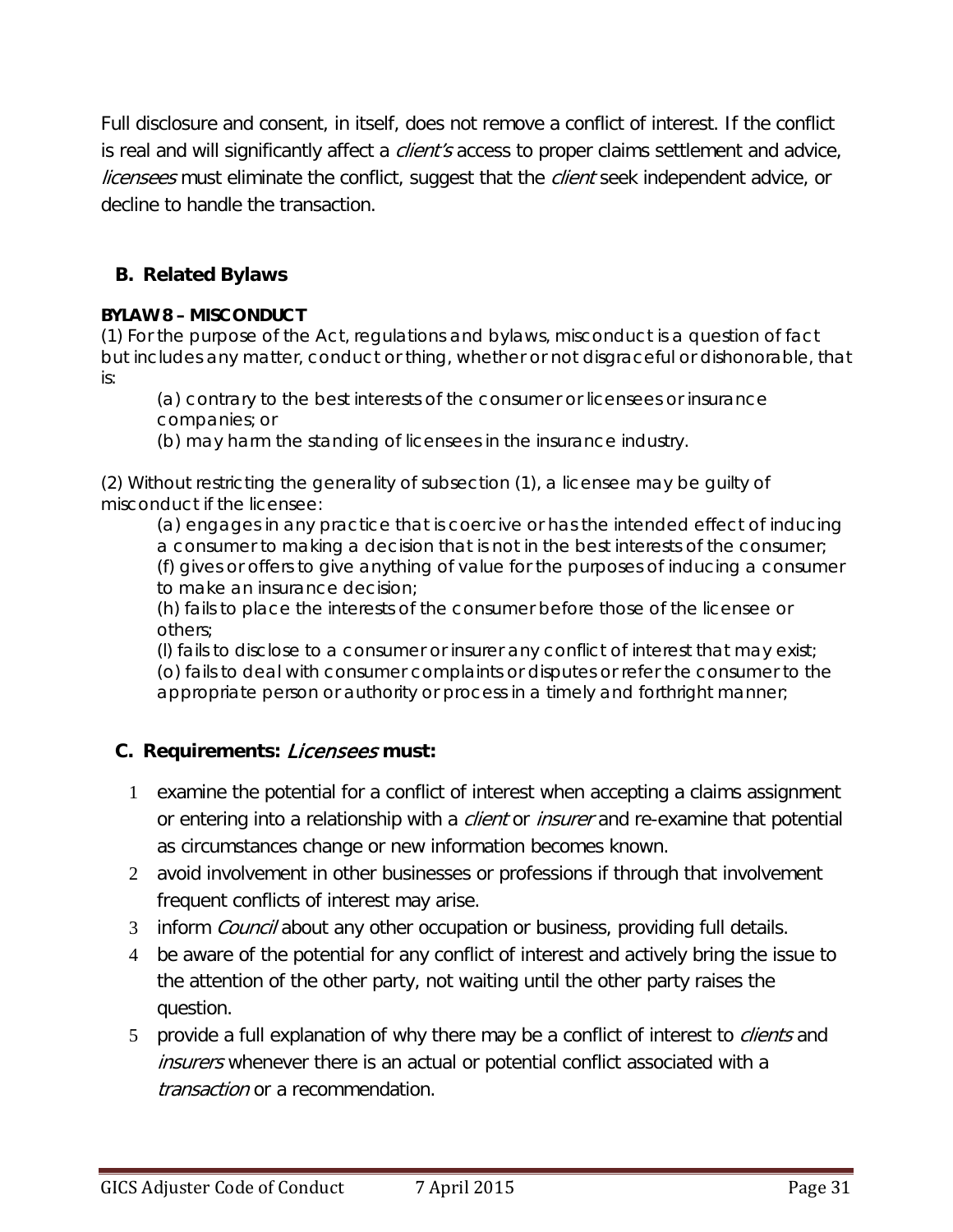Full disclosure and consent, in itself, does not remove a conflict of interest. If the conflict is real and will significantly affect a *client's* access to proper claims settlement and advice, *licensees* must eliminate the conflict, suggest that the *client* seek independent advice, or decline to handle the transaction.

## B. Related Bylaws

**BYLAW 8 – MISCONDUCT**

(1) For the purpose of the Act, regulations and bylaws, misconduct is a question of fact but includes any matter, conduct or thing, whether or not disgraceful or dishonorable, that is:

> (a) contrary to the best interests of the consumer or licensees or insurance companies; or
>
> (b) may harm the standing of licensees in the insurance industry.

(2) Without restricting the generality of subsection (1), a licensee may be guilty of misconduct if the licensee:

> (a) engages in any practice that is coercive or has the intended effect of inducing a consumer to making a decision that is not in the best interests of the consumer;
>
> (f) gives or offers to give anything of value for the purposes of inducing a consumer to make an insurance decision;
>
> (h) fails to place the interests of the consumer before those of the licensee or others;
>
> (l) fails to disclose to a consumer or insurer any conflict of interest that may exist;
>
> (o) fails to deal with consumer complaints or disputes or refer the consumer to the appropriate person or authority or process in a timely and forthright manner;

## C. Requirements: *Licensees* must:

1. examine the potential for a conflict of interest when accepting a claims assignment or entering into a relationship with a *client* or *insurer* and re-examine that potential as circumstances change or new information becomes known.
2. avoid involvement in other businesses or professions if through that involvement frequent conflicts of interest may arise.
3. inform *Council* about any other occupation or business, providing full details.
4. be aware of the potential for any conflict of interest and actively bring the issue to the attention of the other party, not waiting until the other party raises the question.
5. provide a full explanation of why there may be a conflict of interest to *clients* and *insurers* whenever there is an actual or potential conflict associated with a *transaction* or a recommendation.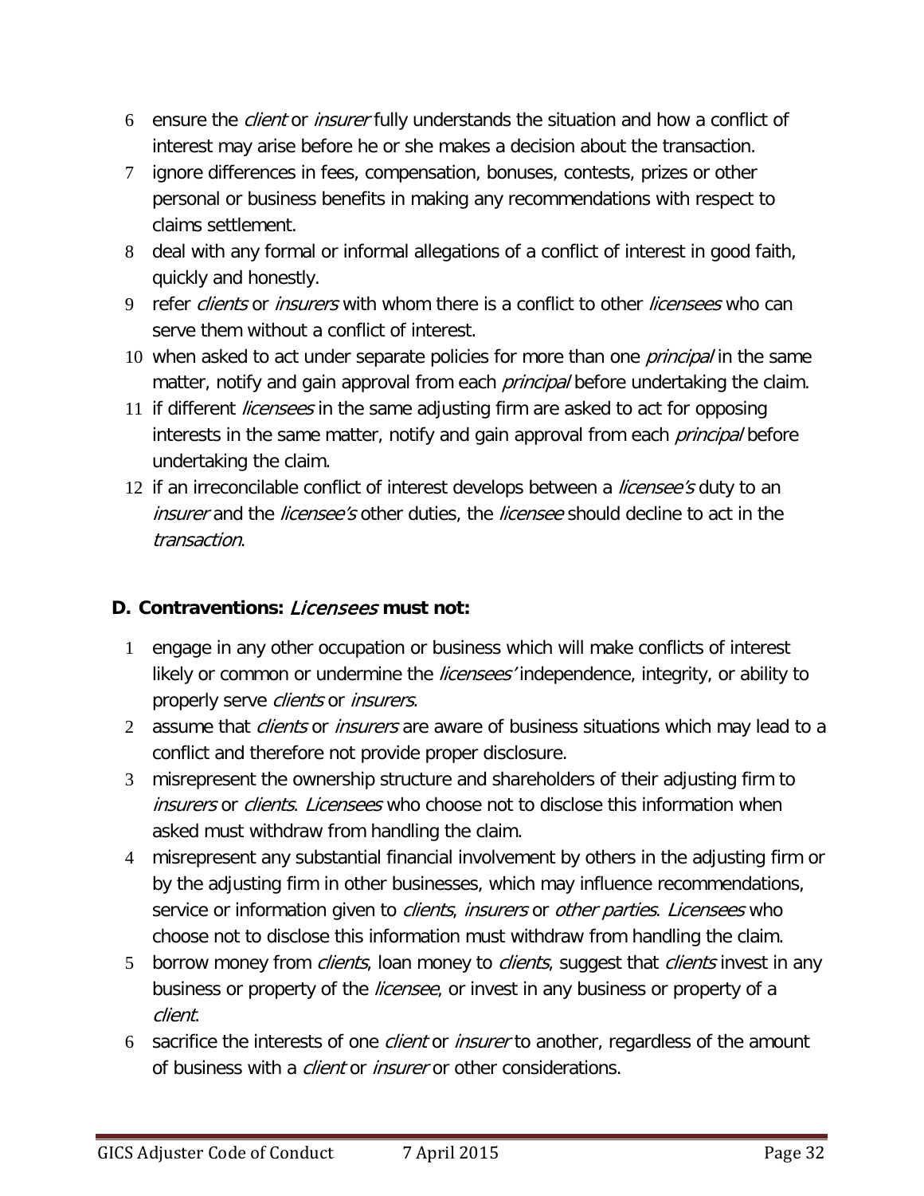6. ensure the *client* or *insurer* fully understands the situation and how a conflict of interest may arise before he or she makes a decision about the transaction.
7. ignore differences in fees, compensation, bonuses, contests, prizes or other personal or business benefits in making any recommendations with respect to claims settlement.
8. deal with any formal or informal allegations of a conflict of interest in good faith, quickly and honestly.
9. refer *clients* or *insurers* with whom there is a conflict to other *licensees* who can serve them without a conflict of interest.
10. when asked to act under separate policies for more than one *principal* in the same matter, notify and gain approval from each *principal* before undertaking the claim.
11. if different *licensees* in the same adjusting firm are asked to act for opposing interests in the same matter, notify and gain approval from each *principal* before undertaking the claim.
12. if an irreconcilable conflict of interest develops between a *licensee's* duty to an *insurer* and the *licensee's* other duties, the *licensee* should decline to act in the *transaction*.

### D. Contraventions: *Licensees* must not:

1. engage in any other occupation or business which will make conflicts of interest likely or common or undermine the *licensees'* independence, integrity, or ability to properly serve *clients* or *insurers*.
2. assume that *clients* or *insurers* are aware of business situations which may lead to a conflict and therefore not provide proper disclosure.
3. misrepresent the ownership structure and shareholders of their adjusting firm to *insurers* or *clients*. *Licensees* who choose not to disclose this information when asked must withdraw from handling the claim.
4. misrepresent any substantial financial involvement by others in the adjusting firm or by the adjusting firm in other businesses, which may influence recommendations, service or information given to *clients*, *insurers* or *other parties*. *Licensees* who choose not to disclose this information must withdraw from handling the claim.
5. borrow money from *clients*, loan money to *clients*, suggest that *clients* invest in any business or property of the *licensee*, or invest in any business or property of a *client*.
6. sacrifice the interests of one *client* or *insurer* to another, regardless of the amount of business with a *client* or *insurer* or other considerations.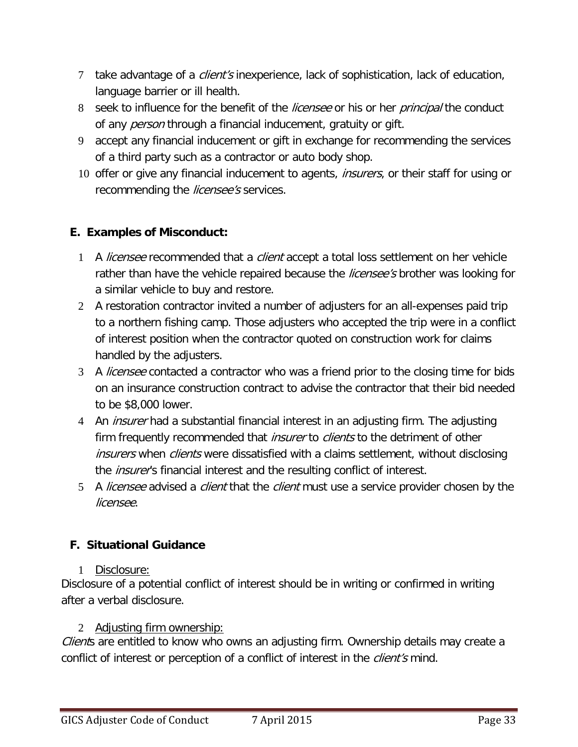7. take advantage of a *client's* inexperience, lack of sophistication, lack of education, language barrier or ill health.
8. seek to influence for the benefit of the *licensee* or his or her *principal* the conduct of any *person* through a financial inducement, gratuity or gift.
9. accept any financial inducement or gift in exchange for recommending the services of a third party such as a contractor or auto body shop.
10. offer or give any financial inducement to agents, *insurers*, or their staff for using or recommending the *licensee's* services.

## E. Examples of Misconduct:

1. A *licensee* recommended that a *client* accept a total loss settlement on her vehicle rather than have the vehicle repaired because the *licensee's* brother was looking for a similar vehicle to buy and restore.
2. A restoration contractor invited a number of adjusters for an all-expenses paid trip to a northern fishing camp. Those adjusters who accepted the trip were in a conflict of interest position when the contractor quoted on construction work for claims handled by the adjusters.
3. A *licensee* contacted a contractor who was a friend prior to the closing time for bids on an insurance construction contract to advise the contractor that their bid needed to be $8,000 lower.
4. An *insurer* had a substantial financial interest in an adjusting firm. The adjusting firm frequently recommended that *insurer* to *clients* to the detriment of other *insurers* when *clients* were dissatisfied with a claims settlement, without disclosing the *insurer*'s financial interest and the resulting conflict of interest.
5. A *licensee* advised a *client* that the *client* must use a service provider chosen by the *licensee*.

## F. Situational Guidance

1. Disclosure:

Disclosure of a potential conflict of interest should be in writing or confirmed in writing after a verbal disclosure.

2. Adjusting firm ownership:

*Client*s are entitled to know who owns an adjusting firm. Ownership details may create a conflict of interest or perception of a conflict of interest in the *client's* mind.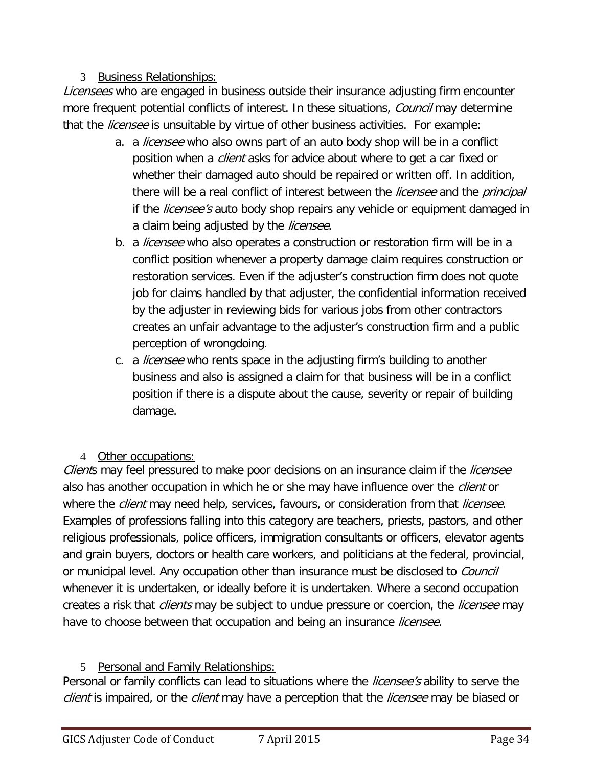3 <u>Business Relationships:</u>

*Licensees* who are engaged in business outside their insurance adjusting firm encounter more frequent potential conflicts of interest. In these situations, *Council* may determine that the *licensee* is unsuitable by virtue of other business activities. For example:

a. a *licensee* who also owns part of an auto body shop will be in a conflict position when a *client* asks for advice about where to get a car fixed or whether their damaged auto should be repaired or written off. In addition, there will be a real conflict of interest between the *licensee* and the *principal* if the *licensee's* auto body shop repairs any vehicle or equipment damaged in a claim being adjusted by the *licensee*.
b. a *licensee* who also operates a construction or restoration firm will be in a conflict position whenever a property damage claim requires construction or restoration services. Even if the adjuster's construction firm does not quote job for claims handled by that adjuster, the confidential information received by the adjuster in reviewing bids for various jobs from other contractors creates an unfair advantage to the adjuster's construction firm and a public perception of wrongdoing.
c. a *licensee* who rents space in the adjusting firm's building to another business and also is assigned a claim for that business will be in a conflict position if there is a dispute about the cause, severity or repair of building damage.

4 <u>Other occupations:</u>

*Client*s may feel pressured to make poor decisions on an insurance claim if the *licensee* also has another occupation in which he or she may have influence over the *client* or where the *client* may need help, services, favours, or consideration from that *licensee*. Examples of professions falling into this category are teachers, priests, pastors, and other religious professionals, police officers, immigration consultants or officers, elevator agents and grain buyers, doctors or health care workers, and politicians at the federal, provincial, or municipal level. Any occupation other than insurance must be disclosed to *Council* whenever it is undertaken, or ideally before it is undertaken. Where a second occupation creates a risk that *clients* may be subject to undue pressure or coercion, the *licensee* may have to choose between that occupation and being an insurance *licensee*.

5 <u>Personal and Family Relationships:</u>

Personal or family conflicts can lead to situations where the *licensee's* ability to serve the *client* is impaired, or the *client* may have a perception that the *licensee* may be biased or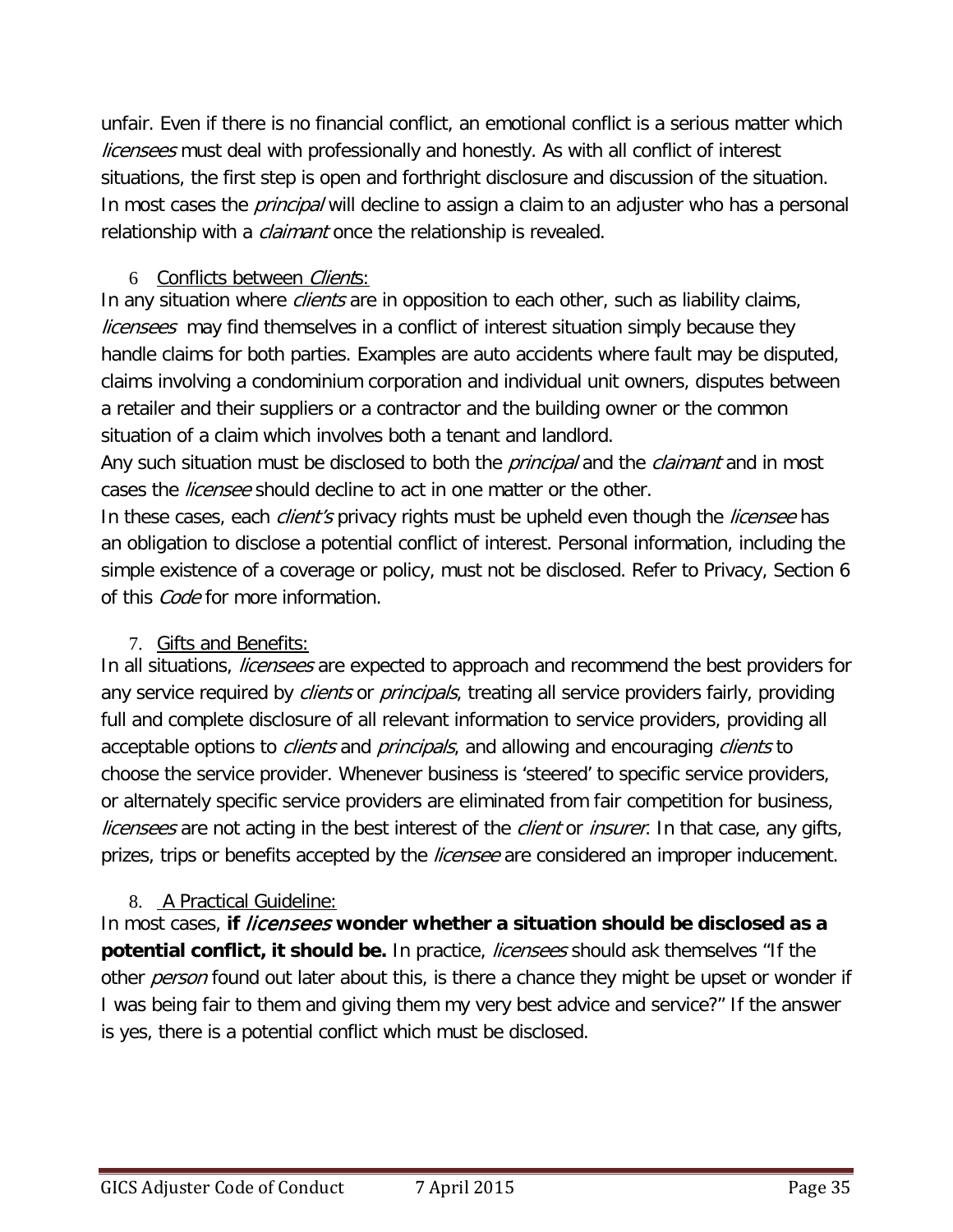unfair. Even if there is no financial conflict, an emotional conflict is a serious matter which *licensees* must deal with professionally and honestly. As with all conflict of interest situations, the first step is open and forthright disclosure and discussion of the situation. In most cases the *principal* will decline to assign a claim to an adjuster who has a personal relationship with a *claimant* once the relationship is revealed.

6 Conflicts between *Client*s:

In any situation where *clients* are in opposition to each other, such as liability claims, *licensees* may find themselves in a conflict of interest situation simply because they handle claims for both parties. Examples are auto accidents where fault may be disputed, claims involving a condominium corporation and individual unit owners, disputes between a retailer and their suppliers or a contractor and the building owner or the common situation of a claim which involves both a tenant and landlord.

Any such situation must be disclosed to both the *principal* and the *claimant* and in most cases the *licensee* should decline to act in one matter or the other.

In these cases, each *client's* privacy rights must be upheld even though the *licensee* has an obligation to disclose a potential conflict of interest. Personal information, including the simple existence of a coverage or policy, must not be disclosed. Refer to Privacy, Section 6 of this *Code* for more information.

7. Gifts and Benefits:

In all situations, *licensees* are expected to approach and recommend the best providers for any service required by *clients* or *principals*, treating all service providers fairly, providing full and complete disclosure of all relevant information to service providers, providing all acceptable options to *clients* and *principals*, and allowing and encouraging *clients* to choose the service provider. Whenever business is 'steered' to specific service providers, or alternately specific service providers are eliminated from fair competition for business, *licensees* are not acting in the best interest of the *client* or *insurer*. In that case, any gifts, prizes, trips or benefits accepted by the *licensee* are considered an improper inducement.

8. A Practical Guideline:

In most cases, **if *licensees* wonder whether a situation should be disclosed as a potential conflict, it should be.** In practice, *licensees* should ask themselves "If the other *person* found out later about this, is there a chance they might be upset or wonder if I was being fair to them and giving them my very best advice and service?" If the answer is yes, there is a potential conflict which must be disclosed.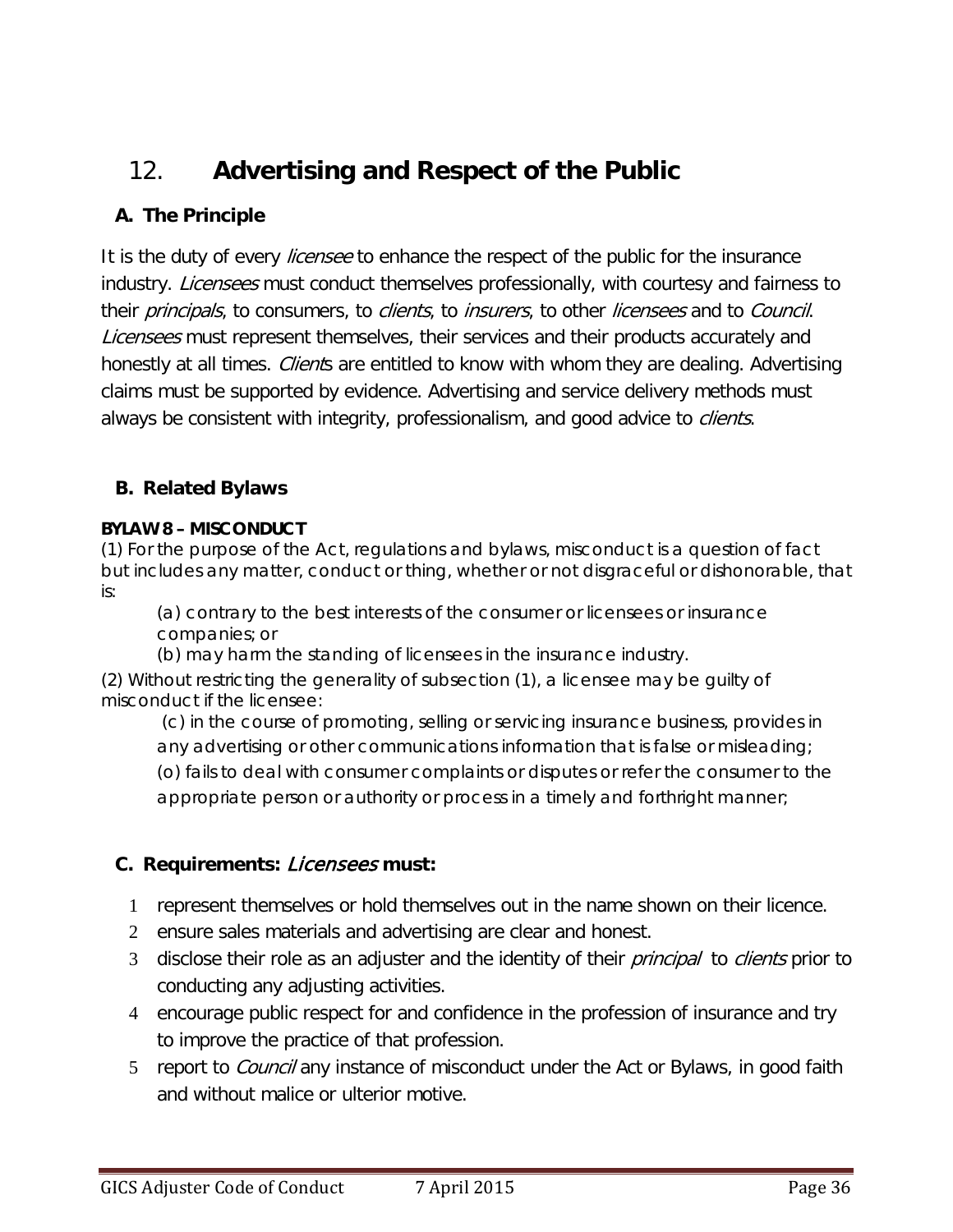# 12. Advertising and Respect of the Public

## A. The Principle

It is the duty of every *licensee* to enhance the respect of the public for the insurance industry. *Licensees* must conduct themselves professionally, with courtesy and fairness to their *principals*, to consumers, to *clients*, to *insurers*, to other *licensees* and to *Council*. *Licensees* must represent themselves, their services and their products accurately and honestly at all times. *Client*s are entitled to know with whom they are dealing. Advertising claims must be supported by evidence. Advertising and service delivery methods must always be consistent with integrity, professionalism, and good advice to *clients*.

## B. Related Bylaws

**BYLAW 8 – MISCONDUCT**

(1) For the purpose of the Act, regulations and bylaws, misconduct is a question of fact but includes any matter, conduct or thing, whether or not disgraceful or dishonorable, that is:

(a) contrary to the best interests of the consumer or licensees or insurance companies; or

(b) may harm the standing of licensees in the insurance industry.

(2) Without restricting the generality of subsection (1), a licensee may be guilty of misconduct if the licensee:

(c) in the course of promoting, selling or servicing insurance business, provides in any advertising or other communications information that is false or misleading;

(o) fails to deal with consumer complaints or disputes or refer the consumer to the appropriate person or authority or process in a timely and forthright manner;

## C. Requirements: *Licensees* must:

1. represent themselves or hold themselves out in the name shown on their licence.
2. ensure sales materials and advertising are clear and honest.
3. disclose their role as an adjuster and the identity of their *principal* to *clients* prior to conducting any adjusting activities.
4. encourage public respect for and confidence in the profession of insurance and try to improve the practice of that profession.
5. report to *Council* any instance of misconduct under the Act or Bylaws, in good faith and without malice or ulterior motive.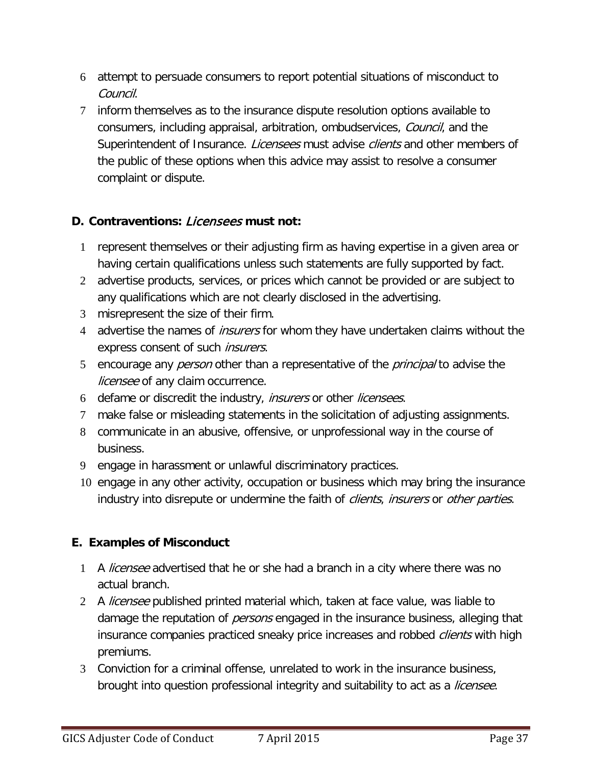6. attempt to persuade consumers to report potential situations of misconduct to *Council*.
7. inform themselves as to the insurance dispute resolution options available to consumers, including appraisal, arbitration, ombudservices, *Council*, and the Superintendent of Insurance. *Licensees* must advise *clients* and other members of the public of these options when this advice may assist to resolve a consumer complaint or dispute.

### D. Contraventions: *Licensees* must not:

1. represent themselves or their adjusting firm as having expertise in a given area or having certain qualifications unless such statements are fully supported by fact.
2. advertise products, services, or prices which cannot be provided or are subject to any qualifications which are not clearly disclosed in the advertising.
3. misrepresent the size of their firm.
4. advertise the names of *insurers* for whom they have undertaken claims without the express consent of such *insurers*.
5. encourage any *person* other than a representative of the *principal* to advise the *licensee* of any claim occurrence.
6. defame or discredit the industry, *insurers* or other *licensees*.
7. make false or misleading statements in the solicitation of adjusting assignments.
8. communicate in an abusive, offensive, or unprofessional way in the course of business.
9. engage in harassment or unlawful discriminatory practices.
10. engage in any other activity, occupation or business which may bring the insurance industry into disrepute or undermine the faith of *clients*, *insurers* or *other parties*.

### E. Examples of Misconduct

1. A *licensee* advertised that he or she had a branch in a city where there was no actual branch.
2. A *licensee* published printed material which, taken at face value, was liable to damage the reputation of *persons* engaged in the insurance business, alleging that insurance companies practiced sneaky price increases and robbed *clients* with high premiums.
3. Conviction for a criminal offense, unrelated to work in the insurance business, brought into question professional integrity and suitability to act as a *licensee*.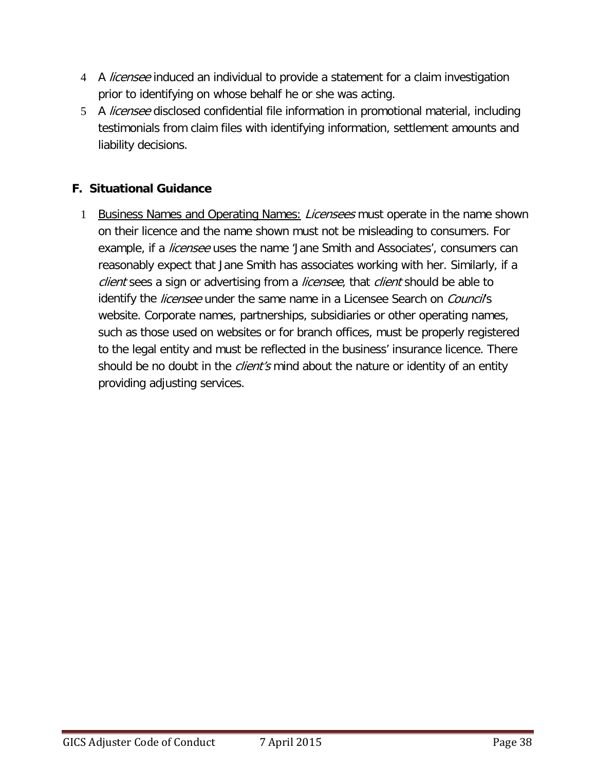4. A *licensee* induced an individual to provide a statement for a claim investigation prior to identifying on whose behalf he or she was acting.
5. A *licensee* disclosed confidential file information in promotional material, including testimonials from claim files with identifying information, settlement amounts and liability decisions.

## F. Situational Guidance

1. Business Names and Operating Names: *Licensees* must operate in the name shown on their licence and the name shown must not be misleading to consumers. For example, if a *licensee* uses the name 'Jane Smith and Associates', consumers can reasonably expect that Jane Smith has associates working with her. Similarly, if a *client* sees a sign or advertising from a *licensee*, that *client* should be able to identify the *licensee* under the same name in a Licensee Search on *Council*'s website. Corporate names, partnerships, subsidiaries or other operating names, such as those used on websites or for branch offices, must be properly registered to the legal entity and must be reflected in the business' insurance licence. There should be no doubt in the *client's* mind about the nature or identity of an entity providing adjusting services.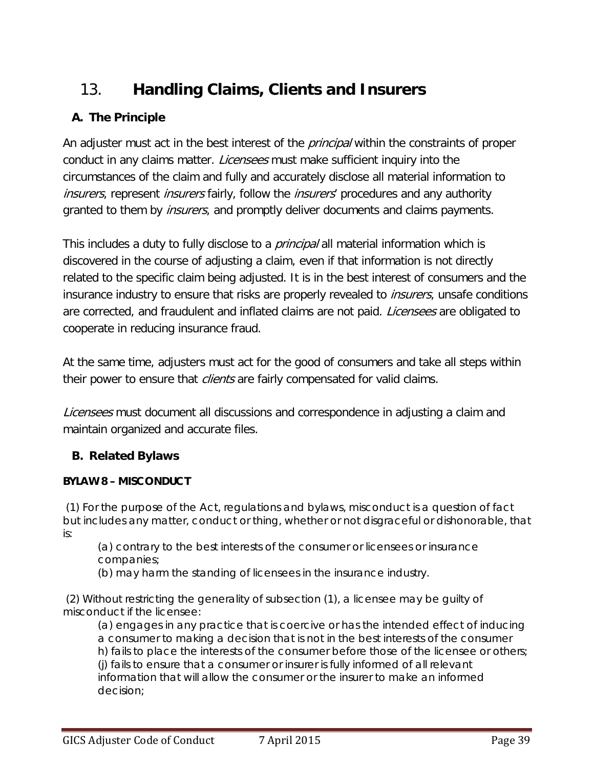# 13. Handling Claims, Clients and Insurers

## A. The Principle

An adjuster must act in the best interest of the *principal* within the constraints of proper conduct in any claims matter. *Licensees* must make sufficient inquiry into the circumstances of the claim and fully and accurately disclose all material information to *insurers*, represent *insurers* fairly, follow the *insurers*' procedures and any authority granted to them by *insurers*, and promptly deliver documents and claims payments.

This includes a duty to fully disclose to a *principal* all material information which is discovered in the course of adjusting a claim, even if that information is not directly related to the specific claim being adjusted. It is in the best interest of consumers and the insurance industry to ensure that risks are properly revealed to *insurers*, unsafe conditions are corrected, and fraudulent and inflated claims are not paid. *Licensees* are obligated to cooperate in reducing insurance fraud.

At the same time, adjusters must act for the good of consumers and take all steps within their power to ensure that *clients* are fairly compensated for valid claims.

*Licensees* must document all discussions and correspondence in adjusting a claim and maintain organized and accurate files.

## B. Related Bylaws

**BYLAW 8 – MISCONDUCT**

(1) For the purpose of the Act, regulations and bylaws, misconduct is a question of fact but includes any matter, conduct or thing, whether or not disgraceful or dishonorable, that is:

(a) contrary to the best interests of the consumer or licensees or insurance companies;
(b) may harm the standing of licensees in the insurance industry.

(2) Without restricting the generality of subsection (1), a licensee may be guilty of misconduct if the licensee:

(a) engages in any practice that is coercive or has the intended effect of inducing a consumer to making a decision that is not in the best interests of the consumer
h) fails to place the interests of the consumer before those of the licensee or others;
(j) fails to ensure that a consumer or insurer is fully informed of all relevant information that will allow the consumer or the insurer to make an informed decision;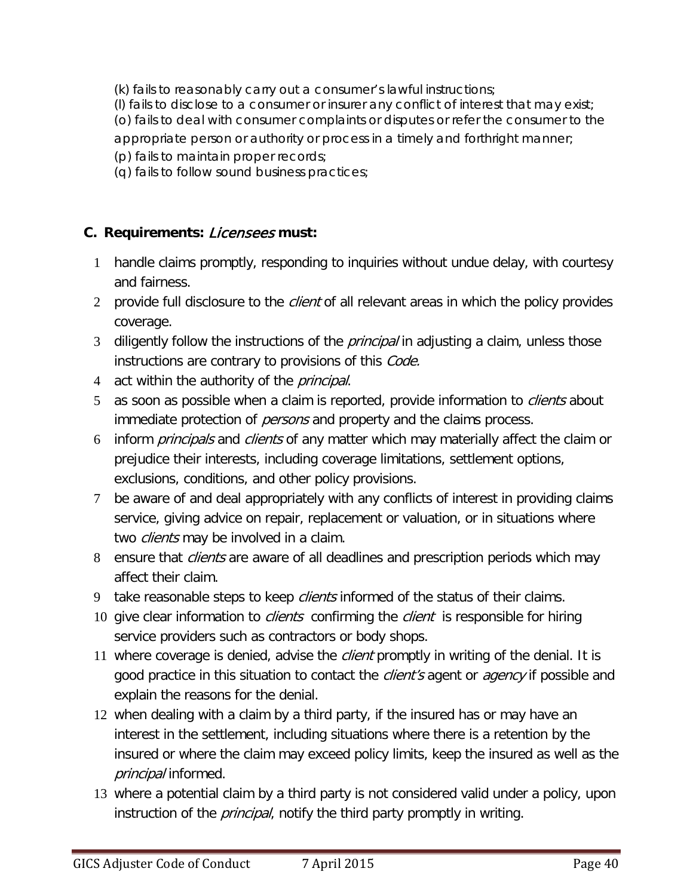(k) fails to reasonably carry out a consumer's lawful instructions;
(l) fails to disclose to a consumer or insurer any conflict of interest that may exist;
(o) fails to deal with consumer complaints or disputes or refer the consumer to the appropriate person or authority or process in a timely and forthright manner;
(p) fails to maintain proper records;
(q) fails to follow sound business practices;

### C. Requirements: *Licensees* must:

1. handle claims promptly, responding to inquiries without undue delay, with courtesy and fairness.
2. provide full disclosure to the *client* of all relevant areas in which the policy provides coverage.
3. diligently follow the instructions of the *principal* in adjusting a claim, unless those instructions are contrary to provisions of this *Code.*
4. act within the authority of the *principal*.
5. as soon as possible when a claim is reported, provide information to *clients* about immediate protection of *persons* and property and the claims process.
6. inform *principals* and *clients* of any matter which may materially affect the claim or prejudice their interests, including coverage limitations, settlement options, exclusions, conditions, and other policy provisions.
7. be aware of and deal appropriately with any conflicts of interest in providing claims service, giving advice on repair, replacement or valuation, or in situations where two *clients* may be involved in a claim.
8. ensure that *clients* are aware of all deadlines and prescription periods which may affect their claim.
9. take reasonable steps to keep *clients* informed of the status of their claims.
10. give clear information to *clients* confirming the *client* is responsible for hiring service providers such as contractors or body shops.
11. where coverage is denied, advise the *client* promptly in writing of the denial. It is good practice in this situation to contact the *client's* agent or *agency* if possible and explain the reasons for the denial.
12. when dealing with a claim by a third party, if the insured has or may have an interest in the settlement, including situations where there is a retention by the insured or where the claim may exceed policy limits, keep the insured as well as the *principal* informed.
13. where a potential claim by a third party is not considered valid under a policy, upon instruction of the *principal*, notify the third party promptly in writing.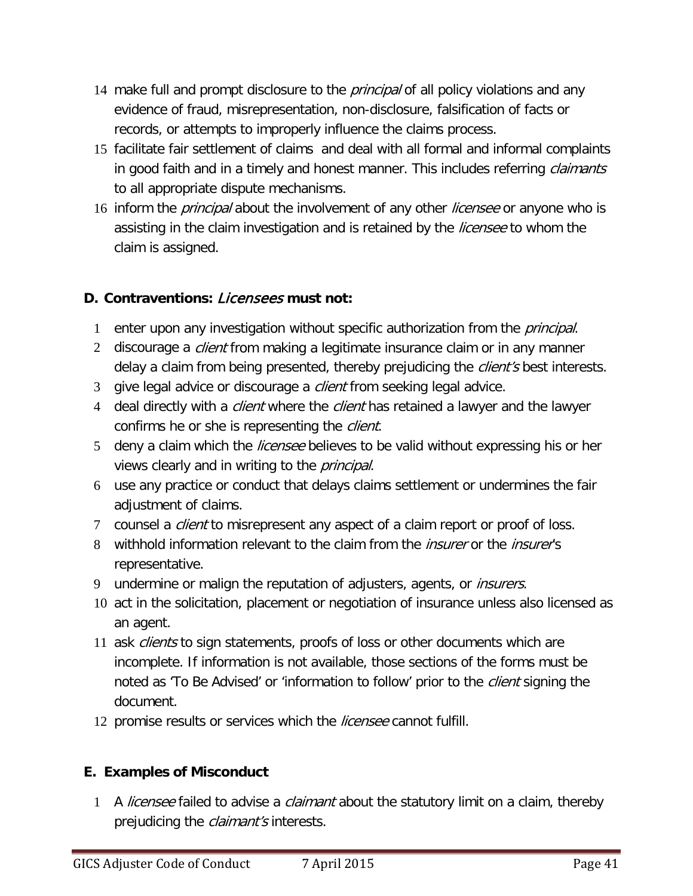14. make full and prompt disclosure to the *principal* of all policy violations and any evidence of fraud, misrepresentation, non-disclosure, falsification of facts or records, or attempts to improperly influence the claims process.
15. facilitate fair settlement of claims and deal with all formal and informal complaints in good faith and in a timely and honest manner. This includes referring *claimants* to all appropriate dispute mechanisms.
16. inform the *principal* about the involvement of any other *licensee* or anyone who is assisting in the claim investigation and is retained by the *licensee* to whom the claim is assigned.

### D. Contraventions: *Licensees* must not:

1. enter upon any investigation without specific authorization from the *principal*.
2. discourage a *client* from making a legitimate insurance claim or in any manner delay a claim from being presented, thereby prejudicing the *client's* best interests.
3. give legal advice or discourage a *client* from seeking legal advice.
4. deal directly with a *client* where the *client* has retained a lawyer and the lawyer confirms he or she is representing the *client*.
5. deny a claim which the *licensee* believes to be valid without expressing his or her views clearly and in writing to the *principal*.
6. use any practice or conduct that delays claims settlement or undermines the fair adjustment of claims.
7. counsel a *client* to misrepresent any aspect of a claim report or proof of loss.
8. withhold information relevant to the claim from the *insurer* or the *insurer*'s representative.
9. undermine or malign the reputation of adjusters, agents, or *insurers*.
10. act in the solicitation, placement or negotiation of insurance unless also licensed as an agent.
11. ask *clients* to sign statements, proofs of loss or other documents which are incomplete. If information is not available, those sections of the forms must be noted as 'To Be Advised' or 'information to follow' prior to the *client* signing the document.
12. promise results or services which the *licensee* cannot fulfill.

### E. Examples of Misconduct

1. A *licensee* failed to advise a *claimant* about the statutory limit on a claim, thereby prejudicing the *claimant's* interests.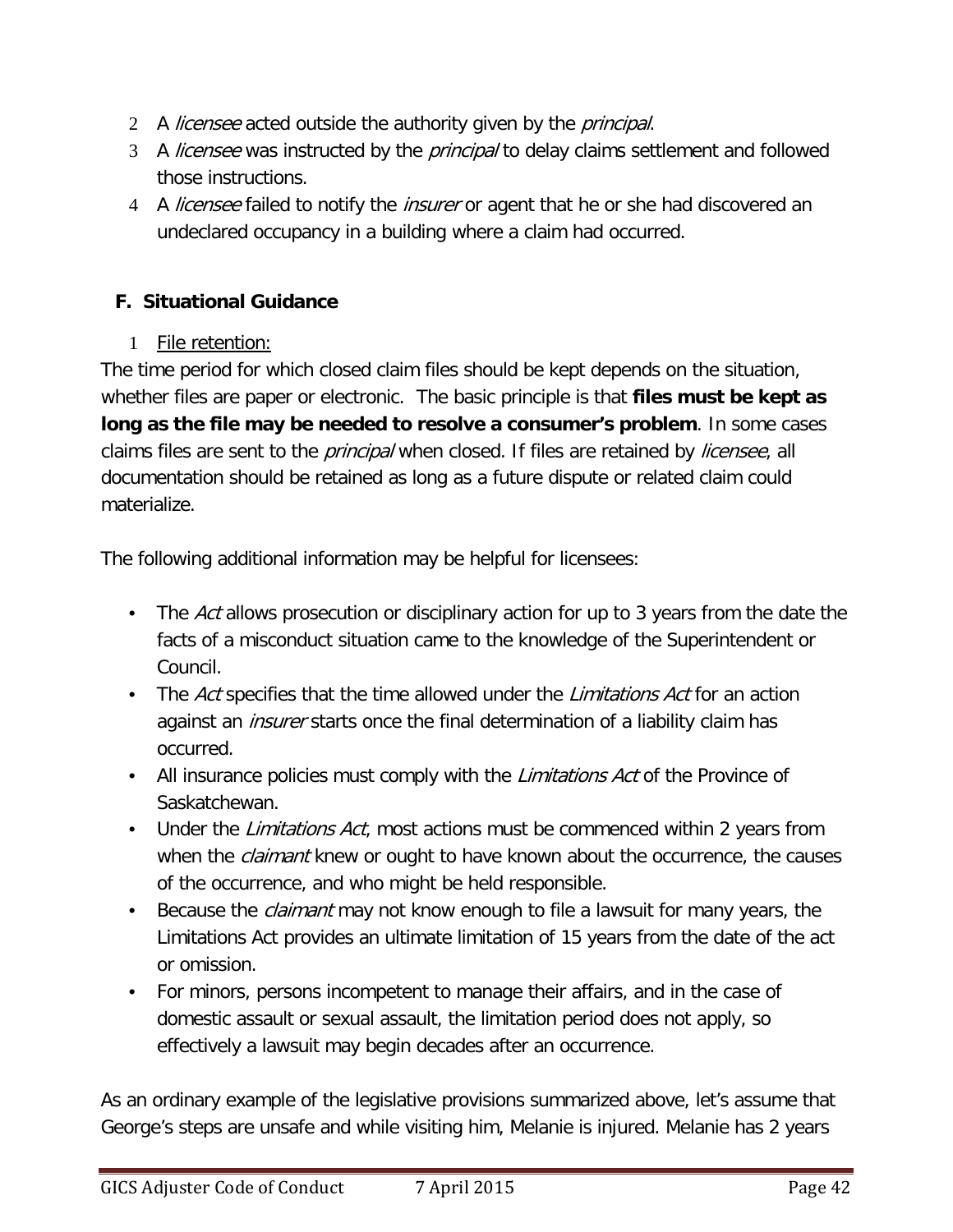2. A *licensee* acted outside the authority given by the *principal*.
3. A *licensee* was instructed by the *principal* to delay claims settlement and followed those instructions.
4. A *licensee* failed to notify the *insurer* or agent that he or she had discovered an undeclared occupancy in a building where a claim had occurred.

## F. Situational Guidance

1. File retention:

The time period for which closed claim files should be kept depends on the situation, whether files are paper or electronic. The basic principle is that **files must be kept as long as the file may be needed to resolve a consumer's problem**. In some cases claims files are sent to the *principal* when closed. If files are retained by *licensee*, all documentation should be retained as long as a future dispute or related claim could materialize.

The following additional information may be helpful for licensees:

- The *Act* allows prosecution or disciplinary action for up to 3 years from the date the facts of a misconduct situation came to the knowledge of the Superintendent or Council.
- The *Act* specifies that the time allowed under the *Limitations Act* for an action against an *insurer* starts once the final determination of a liability claim has occurred.
- All insurance policies must comply with the *Limitations Act* of the Province of Saskatchewan.
- Under the *Limitations Act*, most actions must be commenced within 2 years from when the *claimant* knew or ought to have known about the occurrence, the causes of the occurrence, and who might be held responsible.
- Because the *claimant* may not know enough to file a lawsuit for many years, the Limitations Act provides an ultimate limitation of 15 years from the date of the act or omission.
- For minors, persons incompetent to manage their affairs, and in the case of domestic assault or sexual assault, the limitation period does not apply, so effectively a lawsuit may begin decades after an occurrence.

As an ordinary example of the legislative provisions summarized above, let's assume that George's steps are unsafe and while visiting him, Melanie is injured. Melanie has 2 years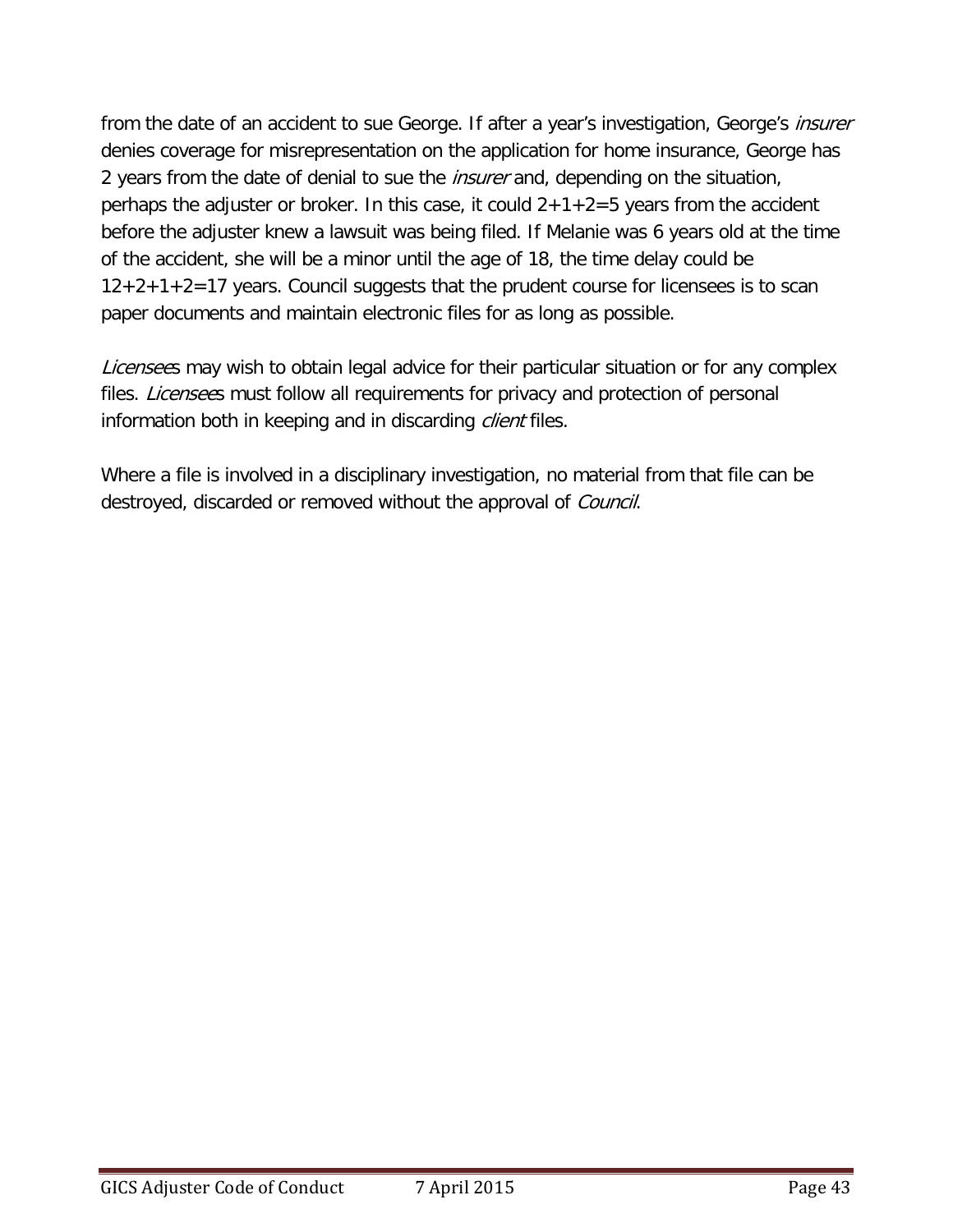from the date of an accident to sue George. If after a year's investigation, George's *insurer* denies coverage for misrepresentation on the application for home insurance, George has 2 years from the date of denial to sue the *insurer* and, depending on the situation, perhaps the adjuster or broker. In this case, it could 2+1+2=5 years from the accident before the adjuster knew a lawsuit was being filed. If Melanie was 6 years old at the time of the accident, she will be a minor until the age of 18, the time delay could be 12+2+1+2=17 years. Council suggests that the prudent course for licensees is to scan paper documents and maintain electronic files for as long as possible.

*Licensee*s may wish to obtain legal advice for their particular situation or for any complex files. *Licensee*s must follow all requirements for privacy and protection of personal information both in keeping and in discarding *client* files.

Where a file is involved in a disciplinary investigation, no material from that file can be destroyed, discarded or removed without the approval of *Council*.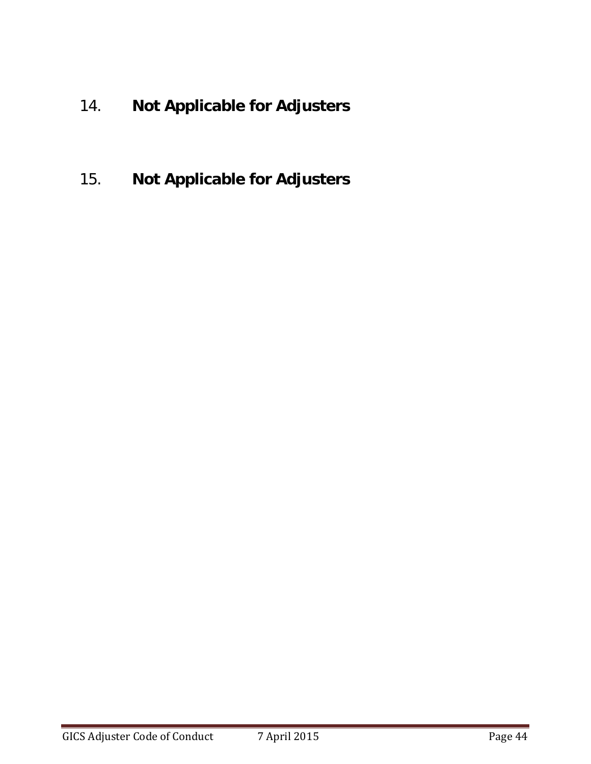## 14. **Not Applicable for Adjusters**

## 15. **Not Applicable for Adjusters**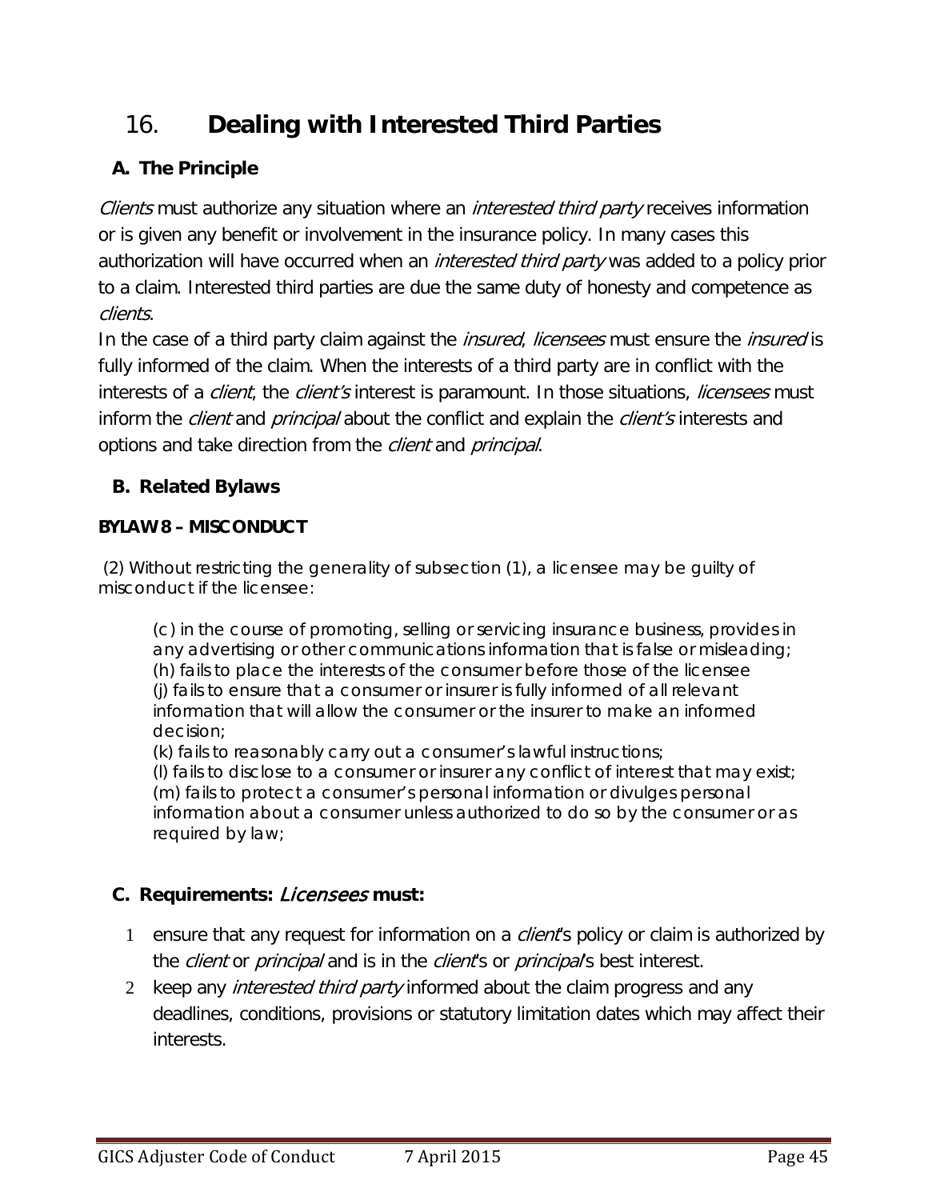# 16. Dealing with Interested Third Parties

## A. The Principle

*Clients* must authorize any situation where an *interested third party* receives information or is given any benefit or involvement in the insurance policy. In many cases this authorization will have occurred when an *interested third party* was added to a policy prior to a claim. Interested third parties are due the same duty of honesty and competence as *clients*.

In the case of a third party claim against the *insured*, *licensees* must ensure the *insured* is fully informed of the claim. When the interests of a third party are in conflict with the interests of a *client*, the *client's* interest is paramount. In those situations, *licensees* must inform the *client* and *principal* about the conflict and explain the *client's* interests and options and take direction from the *client* and *principal*.

## B. Related Bylaws

**BYLAW 8 – MISCONDUCT**

(2) Without restricting the generality of subsection (1), a licensee may be guilty of misconduct if the licensee:

> (c) in the course of promoting, selling or servicing insurance business, provides in any advertising or other communications information that is false or misleading;
> (h) fails to place the interests of the consumer before those of the licensee
> (j) fails to ensure that a consumer or insurer is fully informed of all relevant information that will allow the consumer or the insurer to make an informed decision;
> (k) fails to reasonably carry out a consumer's lawful instructions;
> (l) fails to disclose to a consumer or insurer any conflict of interest that may exist;
> (m) fails to protect a consumer's personal information or divulges personal information about a consumer unless authorized to do so by the consumer or as required by law;

## C. Requirements: *Licensees* must:

1. ensure that any request for information on a *client*'s policy or claim is authorized by the *client* or *principal* and is in the *client*'s or *principal*'s best interest.
2. keep any *interested third party* informed about the claim progress and any deadlines, conditions, provisions or statutory limitation dates which may affect their interests.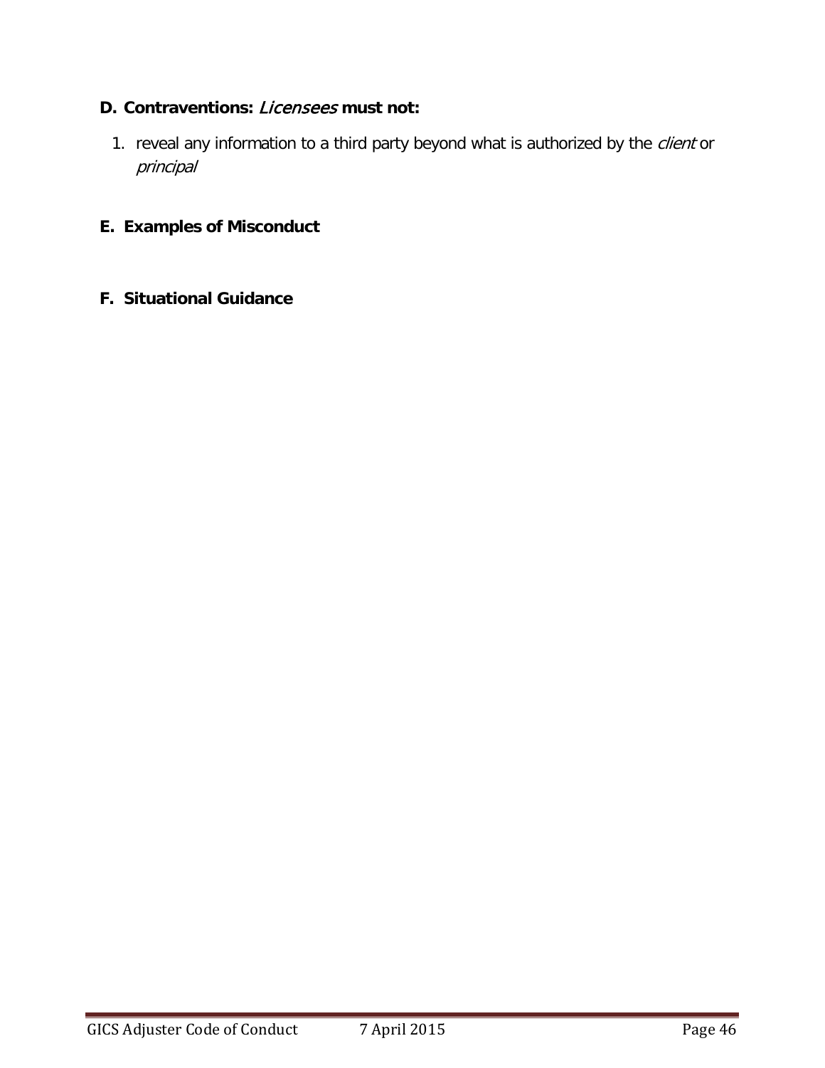### D. Contraventions: *Licensees* must not:

1. reveal any information to a third party beyond what is authorized by the *client* or *principal*

### E. Examples of Misconduct

### F. Situational Guidance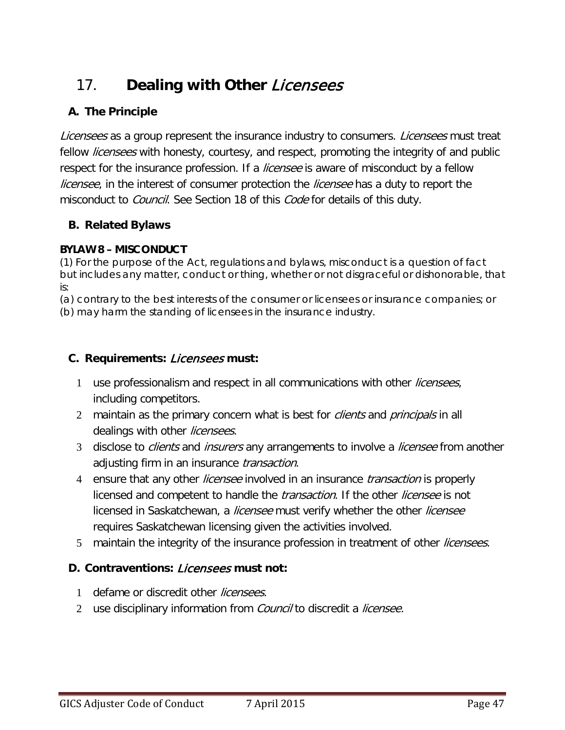# 17. **Dealing with Other *Licensees***

## A. The Principle

*Licensees* as a group represent the insurance industry to consumers. *Licensees* must treat fellow *licensees* with honesty, courtesy, and respect, promoting the integrity of and public respect for the insurance profession. If a *licensee* is aware of misconduct by a fellow *licensee*, in the interest of consumer protection the *licensee* has a duty to report the misconduct to *Council*. See Section 18 of this *Code* for details of this duty.

## B. Related Bylaws

**BYLAW 8 – MISCONDUCT**

(1) For the purpose of the Act, regulations and bylaws, misconduct is a question of fact but includes any matter, conduct or thing, whether or not disgraceful or dishonorable, that is:

(a) contrary to the best interests of the consumer or licensees or insurance companies; or

(b) may harm the standing of licensees in the insurance industry.

## C. Requirements: *Licensees* must:

1. use professionalism and respect in all communications with other *licensees*, including competitors.
2. maintain as the primary concern what is best for *clients* and *principals* in all dealings with other *licensees*.
3. disclose to *clients* and *insurers* any arrangements to involve a *licensee* from another adjusting firm in an insurance *transaction*.
4. ensure that any other *licensee* involved in an insurance *transaction* is properly licensed and competent to handle the *transaction*. If the other *licensee* is not licensed in Saskatchewan, a *licensee* must verify whether the other *licensee* requires Saskatchewan licensing given the activities involved.
5. maintain the integrity of the insurance profession in treatment of other *licensees*.

## D. Contraventions: *Licensees* must not:

1. defame or discredit other *licensees*.
2. use disciplinary information from *Council* to discredit a *licensee.*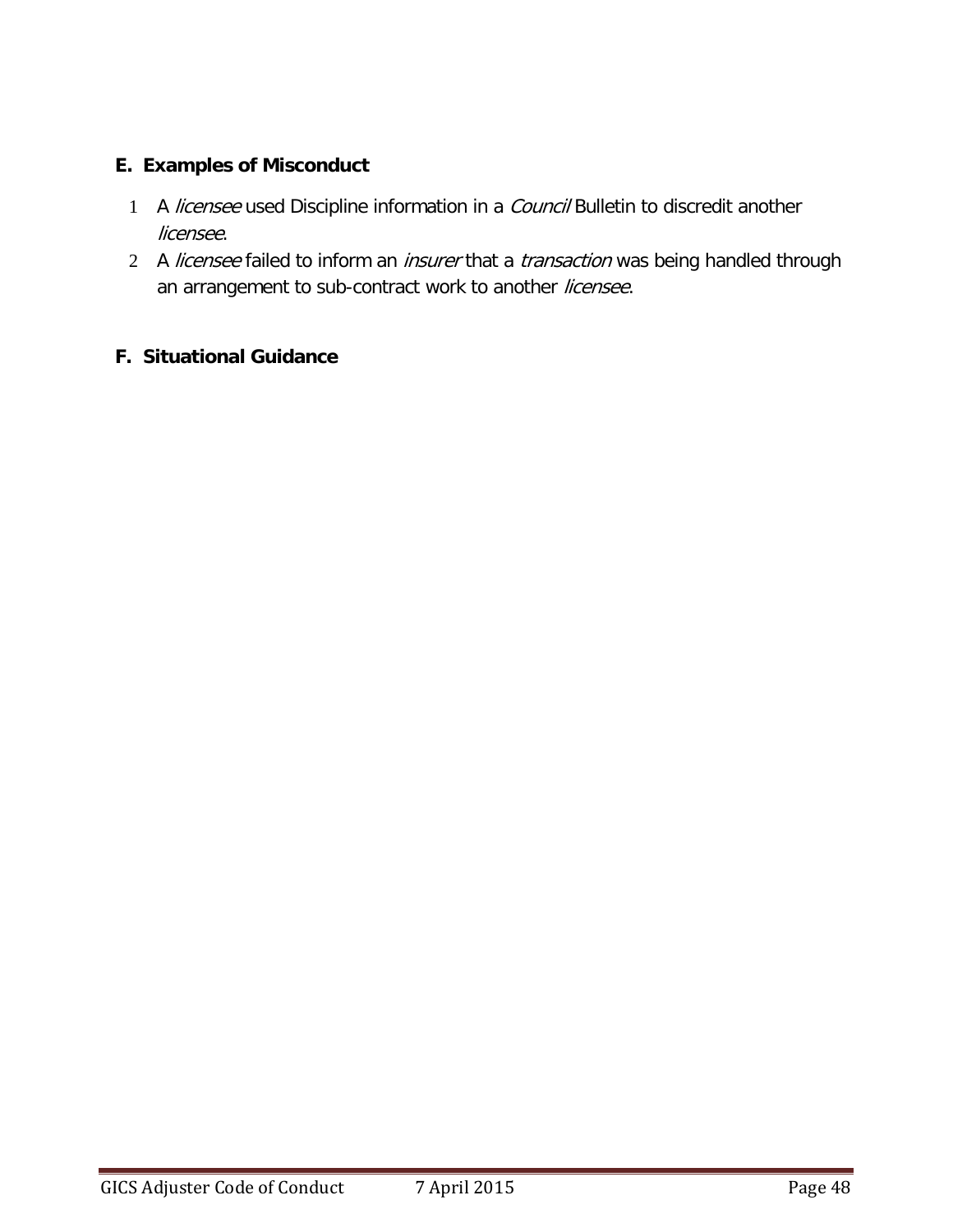## E. Examples of Misconduct

1. A *licensee* used Discipline information in a *Council* Bulletin to discredit another *licensee*.
2. A *licensee* failed to inform an *insurer* that a *transaction* was being handled through an arrangement to sub-contract work to another *licensee*.

## F. Situational Guidance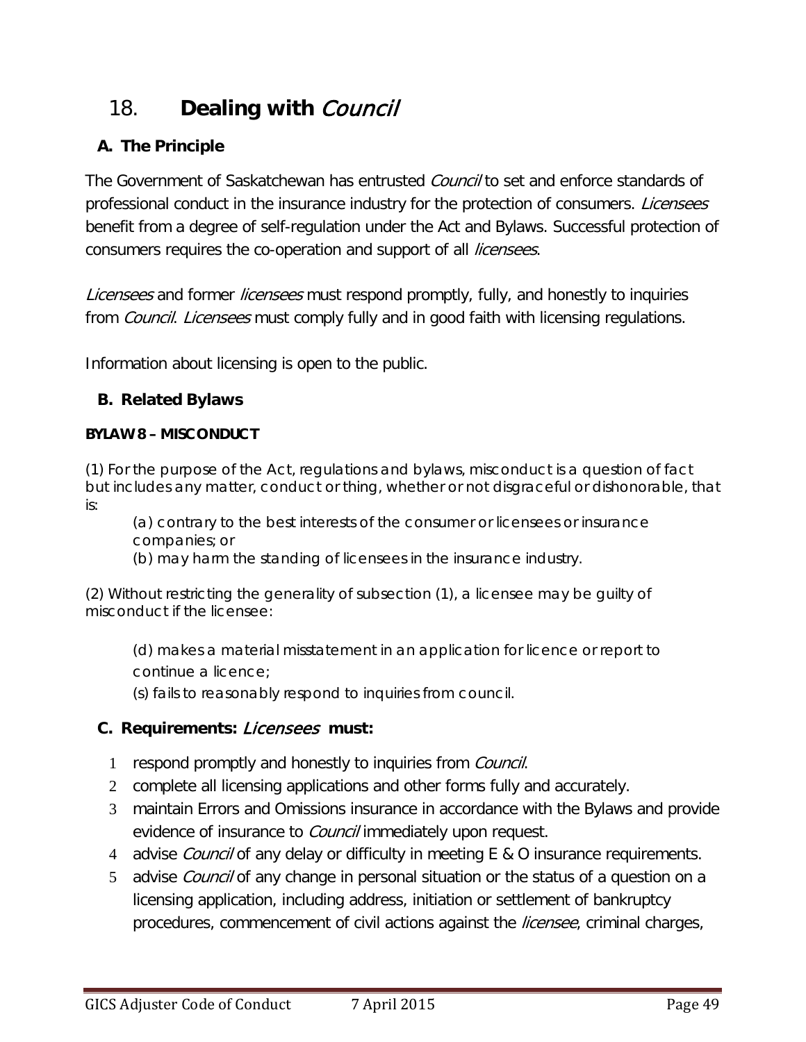# 18. **Dealing with *Council***

## A. The Principle

The Government of Saskatchewan has entrusted *Council* to set and enforce standards of professional conduct in the insurance industry for the protection of consumers. *Licensees* benefit from a degree of self-regulation under the Act and Bylaws. Successful protection of consumers requires the co-operation and support of all *licensees*.

*Licensees* and former *licensees* must respond promptly, fully, and honestly to inquiries from *Council*. *Licensees* must comply fully and in good faith with licensing regulations.

Information about licensing is open to the public.

## B. Related Bylaws

**BYLAW 8 – MISCONDUCT**

(1) For the purpose of the Act, regulations and bylaws, misconduct is a question of fact but includes any matter, conduct or thing, whether or not disgraceful or dishonorable, that is:

> (a) contrary to the best interests of the consumer or licensees or insurance companies; or
>
> (b) may harm the standing of licensees in the insurance industry.

(2) Without restricting the generality of subsection (1), a licensee may be guilty of misconduct if the licensee:

> (d) makes a material misstatement in an application for licence or report to continue a licence;
>
> (s) fails to reasonably respond to inquiries from council.

## C. Requirements: *Licensees* must:

1. respond promptly and honestly to inquiries from *Council*.
2. complete all licensing applications and other forms fully and accurately.
3. maintain Errors and Omissions insurance in accordance with the Bylaws and provide evidence of insurance to *Council* immediately upon request.
4. advise *Council* of any delay or difficulty in meeting E & O insurance requirements.
5. advise *Council* of any change in personal situation or the status of a question on a licensing application, including address, initiation or settlement of bankruptcy procedures, commencement of civil actions against the *licensee*, criminal charges,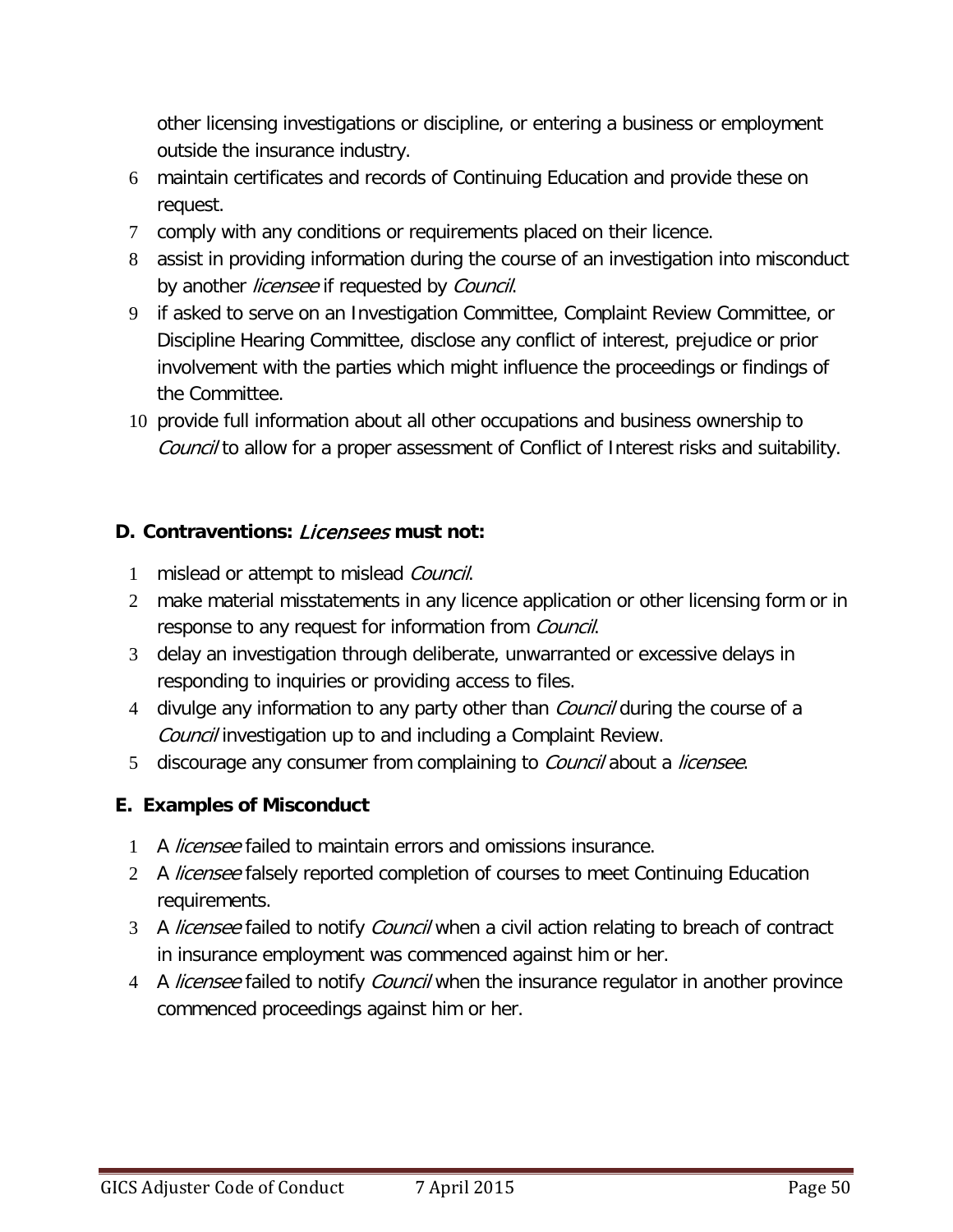other licensing investigations or discipline, or entering a business or employment outside the insurance industry.

6. maintain certificates and records of Continuing Education and provide these on request.
7. comply with any conditions or requirements placed on their licence.
8. assist in providing information during the course of an investigation into misconduct by another *licensee* if requested by *Council*.
9. if asked to serve on an Investigation Committee, Complaint Review Committee, or Discipline Hearing Committee, disclose any conflict of interest, prejudice or prior involvement with the parties which might influence the proceedings or findings of the Committee.
10. provide full information about all other occupations and business ownership to *Council* to allow for a proper assessment of Conflict of Interest risks and suitability.

### D. Contraventions: *Licensees* must not:

1. mislead or attempt to mislead *Council*.
2. make material misstatements in any licence application or other licensing form or in response to any request for information from *Council*.
3. delay an investigation through deliberate, unwarranted or excessive delays in responding to inquiries or providing access to files.
4. divulge any information to any party other than *Council* during the course of a *Council* investigation up to and including a Complaint Review.
5. discourage any consumer from complaining to *Council* about a *licensee*.

### E. Examples of Misconduct

1. A *licensee* failed to maintain errors and omissions insurance.
2. A *licensee* falsely reported completion of courses to meet Continuing Education requirements.
3. A *licensee* failed to notify *Council* when a civil action relating to breach of contract in insurance employment was commenced against him or her.
4. A *licensee* failed to notify *Council* when the insurance regulator in another province commenced proceedings against him or her.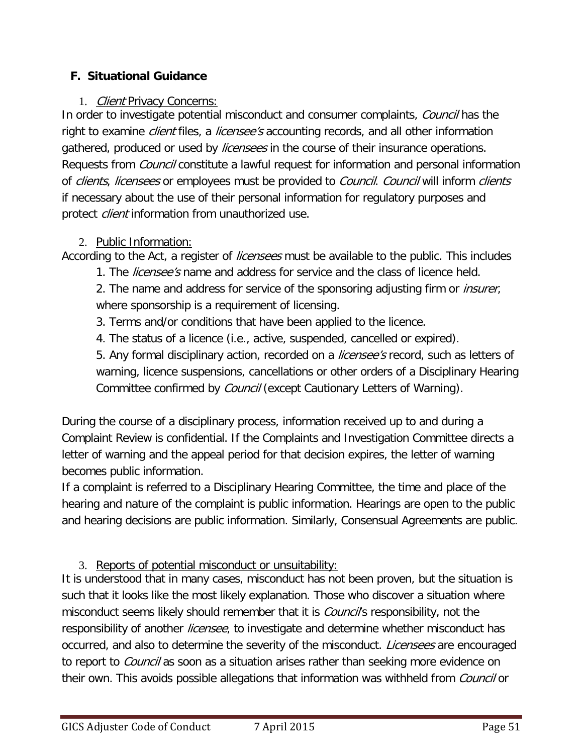## F. Situational Guidance

1. *Client* Privacy Concerns:

In order to investigate potential misconduct and consumer complaints, *Council* has the right to examine *client* files, a *licensee's* accounting records, and all other information gathered, produced or used by *licensees* in the course of their insurance operations. Requests from *Council* constitute a lawful request for information and personal information of *clients*, *licensees* or employees must be provided to *Council*. *Council* will inform *clients* if necessary about the use of their personal information for regulatory purposes and protect *client* information from unauthorized use.

2. Public Information:

According to the Act, a register of *licensees* must be available to the public. This includes

1. The *licensee's* name and address for service and the class of licence held.
2. The name and address for service of the sponsoring adjusting firm or *insurer*, where sponsorship is a requirement of licensing.
3. Terms and/or conditions that have been applied to the licence.
4. The status of a licence (i.e., active, suspended, cancelled or expired).
5. Any formal disciplinary action, recorded on a *licensee's* record, such as letters of warning, licence suspensions, cancellations or other orders of a Disciplinary Hearing Committee confirmed by *Council* (except Cautionary Letters of Warning).

During the course of a disciplinary process, information received up to and during a Complaint Review is confidential. If the Complaints and Investigation Committee directs a letter of warning and the appeal period for that decision expires, the letter of warning becomes public information.

If a complaint is referred to a Disciplinary Hearing Committee, the time and place of the hearing and nature of the complaint is public information. Hearings are open to the public and hearing decisions are public information. Similarly, Consensual Agreements are public.

3. Reports of potential misconduct or unsuitability:

It is understood that in many cases, misconduct has not been proven, but the situation is such that it looks like the most likely explanation. Those who discover a situation where misconduct seems likely should remember that it is *Council*'s responsibility, not the responsibility of another *licensee*, to investigate and determine whether misconduct has occurred, and also to determine the severity of the misconduct. *Licensees* are encouraged to report to *Council* as soon as a situation arises rather than seeking more evidence on their own. This avoids possible allegations that information was withheld from *Council* or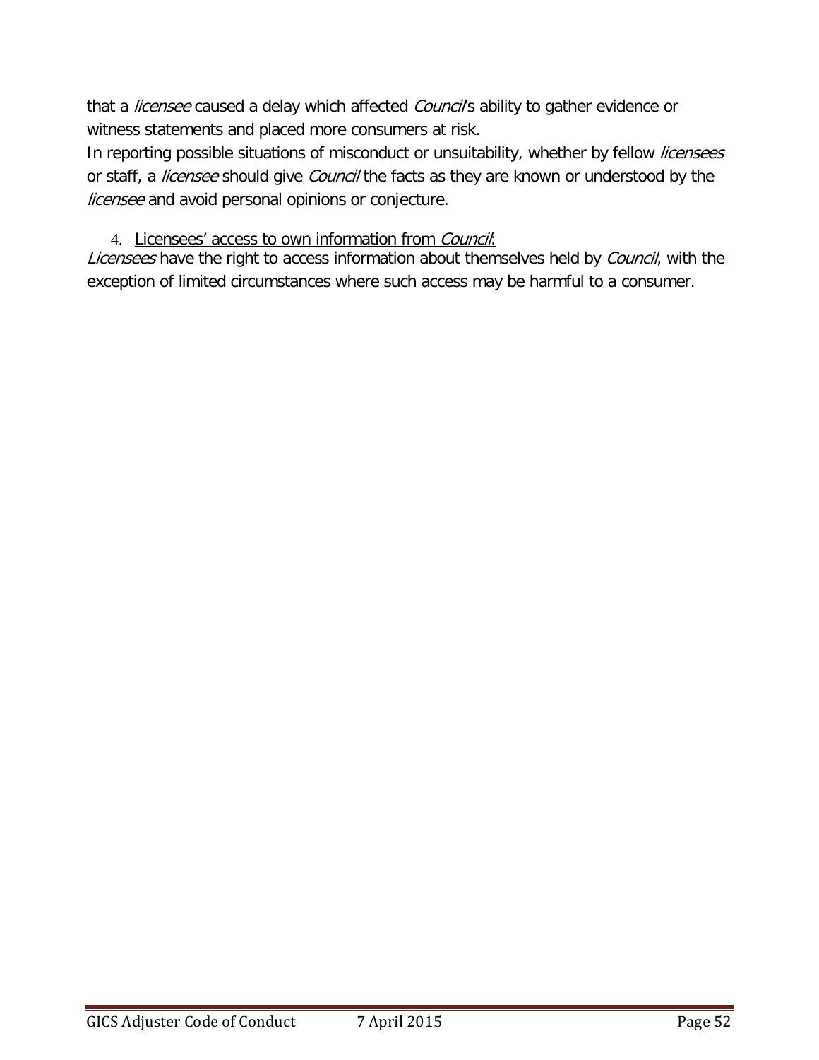that a *licensee* caused a delay which affected *Council*'s ability to gather evidence or witness statements and placed more consumers at risk.
In reporting possible situations of misconduct or unsuitability, whether by fellow *licensees* or staff, a *licensee* should give *Council* the facts as they are known or understood by the *licensee* and avoid personal opinions or conjecture.

4. Licensees' access to own information from *Council*:

*Licensees* have the right to access information about themselves held by *Council*, with the exception of limited circumstances where such access may be harmful to a consumer.